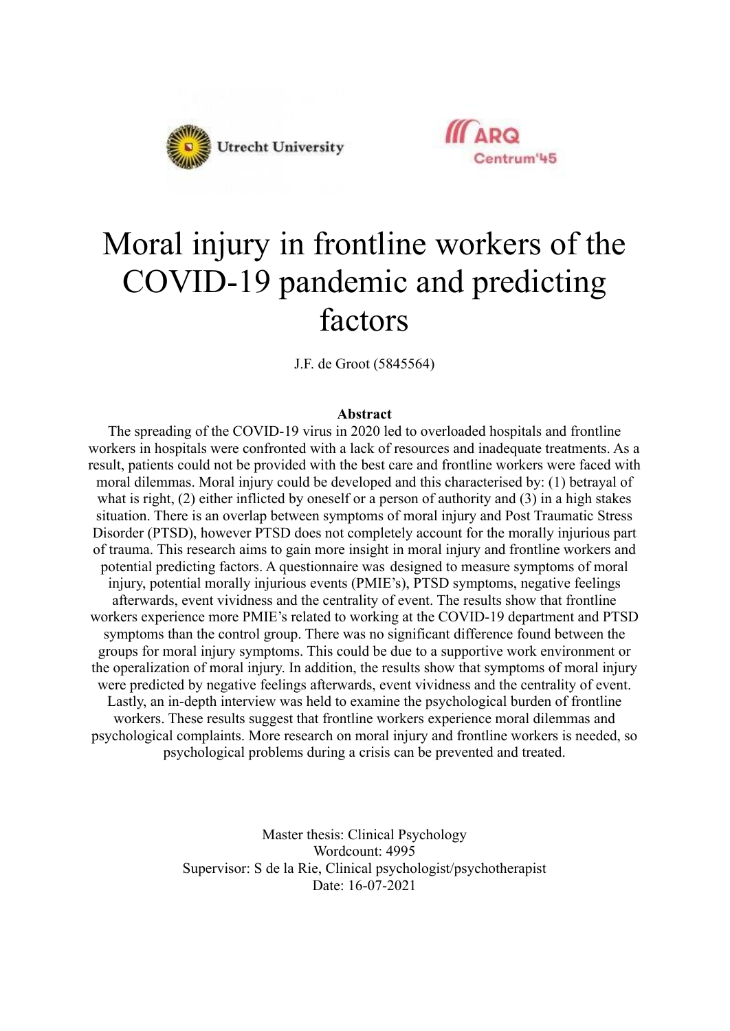Utrecht University

ARQ Centrum'45

# Moral injury in frontline workers of the COVID-19 pandemic and predicting factors

J.F. de Groot (5845564)

**Abstract**

The spreading of the COVID-19 virus in 2020 led to overloaded hospitals and frontline workers in hospitals were confronted with a lack of resources and inadequate treatments. As a result, patients could not be provided with the best care and frontline workers were faced with moral dilemmas. Moral injury could be developed and this characterised by: (1) betrayal of what is right, (2) either inflicted by oneself or a person of authority and (3) in a high stakes situation. There is an overlap between symptoms of moral injury and Post Traumatic Stress Disorder (PTSD), however PTSD does not completely account for the morally injurious part of trauma. This research aims to gain more insight in moral injury and frontline workers and potential predicting factors. A questionnaire was designed to measure symptoms of moral injury, potential morally injurious events (PMIE's), PTSD symptoms, negative feelings afterwards, event vividness and the centrality of event. The results show that frontline workers experience more PMIE's related to working at the COVID-19 department and PTSD symptoms than the control group. There was no significant difference found between the groups for moral injury symptoms. This could be due to a supportive work environment or the operalization of moral injury. In addition, the results show that symptoms of moral injury were predicted by negative feelings afterwards, event vividness and the centrality of event. Lastly, an in-depth interview was held to examine the psychological burden of frontline workers. These results suggest that frontline workers experience moral dilemmas and psychological complaints. More research on moral injury and frontline workers is needed, so psychological problems during a crisis can be prevented and treated.

Master thesis: Clinical Psychology
Wordcount: 4995
Supervisor: S de la Rie, Clinical psychologist/psychotherapist
Date: 16-07-2021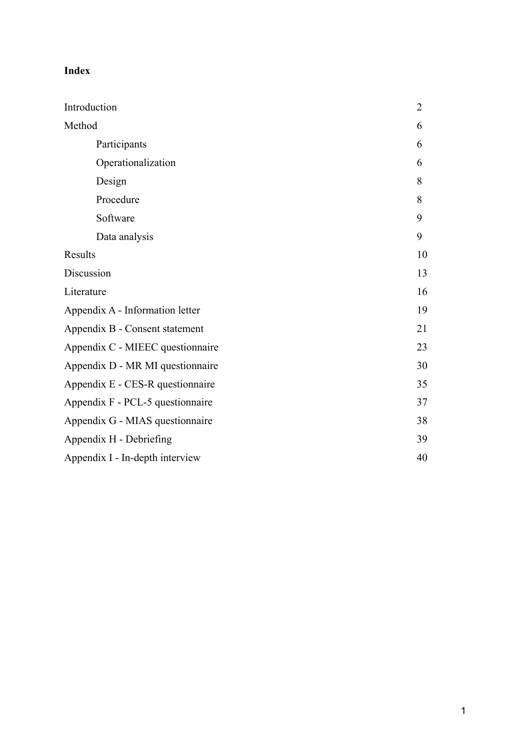**Index**

| | |
|---|---|
| Introduction | 2 |
| Method | 6 |
| &nbsp;&nbsp;&nbsp;&nbsp;Participants | 6 |
| &nbsp;&nbsp;&nbsp;&nbsp;Operationalization | 6 |
| &nbsp;&nbsp;&nbsp;&nbsp;Design | 8 |
| &nbsp;&nbsp;&nbsp;&nbsp;Procedure | 8 |
| &nbsp;&nbsp;&nbsp;&nbsp;Software | 9 |
| &nbsp;&nbsp;&nbsp;&nbsp;Data analysis | 9 |
| Results | 10 |
| Discussion | 13 |
| Literature | 16 |
| Appendix A - Information letter | 19 |
| Appendix B - Consent statement | 21 |
| Appendix C - MIEEC questionnaire | 23 |
| Appendix D - MR MI questionnaire | 30 |
| Appendix E - CES-R questionnaire | 35 |
| Appendix F - PCL-5 questionnaire | 37 |
| Appendix G - MIAS questionnaire | 38 |
| Appendix H - Debriefing | 39 |
| Appendix I - In-depth interview | 40 |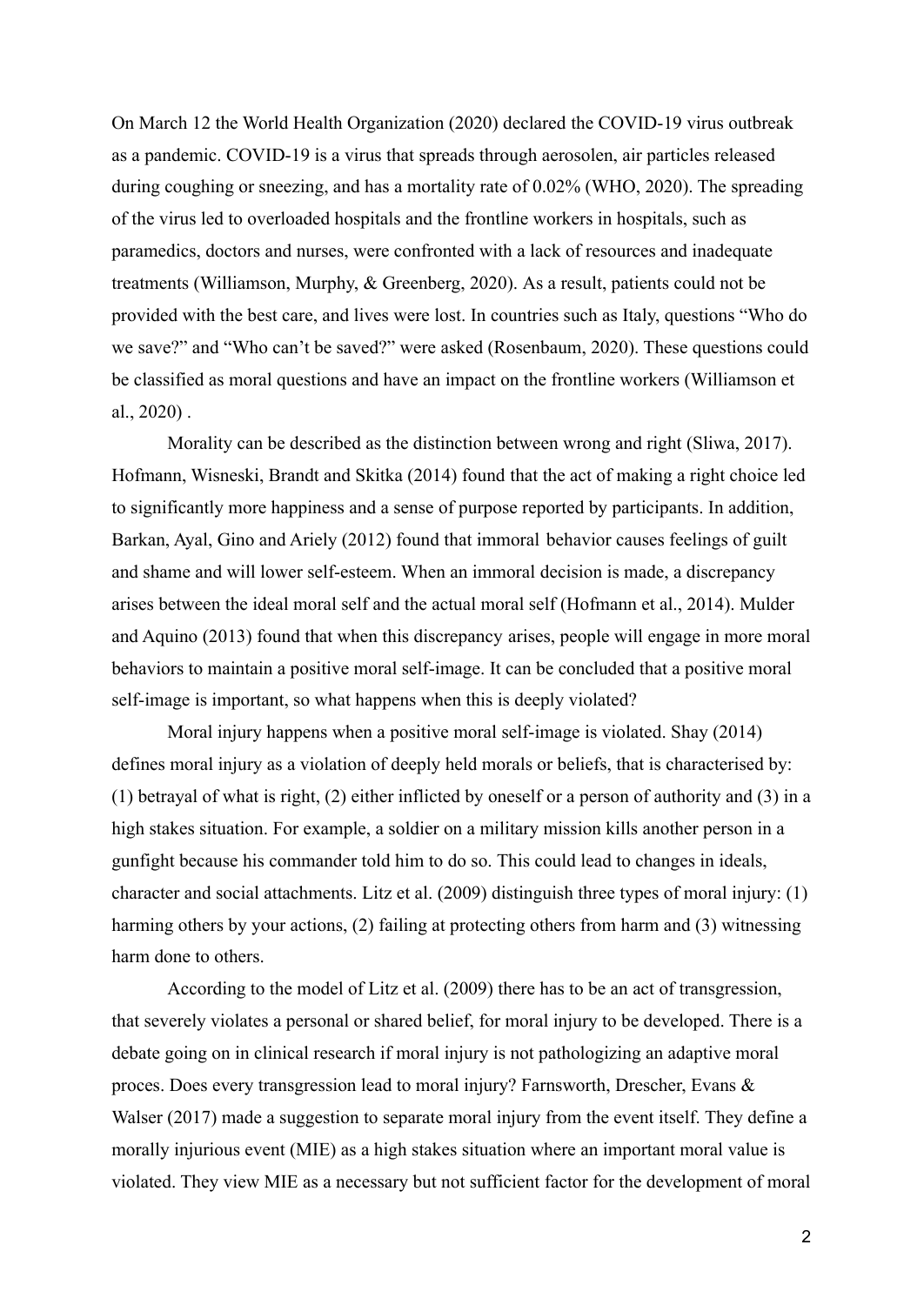On March 12 the World Health Organization (2020) declared the COVID-19 virus outbreak as a pandemic. COVID-19 is a virus that spreads through aerosolen, air particles released during coughing or sneezing, and has a mortality rate of 0.02% (WHO, 2020). The spreading of the virus led to overloaded hospitals and the frontline workers in hospitals, such as paramedics, doctors and nurses, were confronted with a lack of resources and inadequate treatments (Williamson, Murphy, & Greenberg, 2020). As a result, patients could not be provided with the best care, and lives were lost. In countries such as Italy, questions "Who do we save?" and "Who can't be saved?" were asked (Rosenbaum, 2020). These questions could be classified as moral questions and have an impact on the frontline workers (Williamson et al., 2020) .

Morality can be described as the distinction between wrong and right (Sliwa, 2017). Hofmann, Wisneski, Brandt and Skitka (2014) found that the act of making a right choice led to significantly more happiness and a sense of purpose reported by participants. In addition, Barkan, Ayal, Gino and Ariely (2012) found that immoral behavior causes feelings of guilt and shame and will lower self-esteem. When an immoral decision is made, a discrepancy arises between the ideal moral self and the actual moral self (Hofmann et al., 2014). Mulder and Aquino (2013) found that when this discrepancy arises, people will engage in more moral behaviors to maintain a positive moral self-image. It can be concluded that a positive moral self-image is important, so what happens when this is deeply violated?

Moral injury happens when a positive moral self-image is violated. Shay (2014) defines moral injury as a violation of deeply held morals or beliefs, that is characterised by: (1) betrayal of what is right, (2) either inflicted by oneself or a person of authority and (3) in a high stakes situation. For example, a soldier on a military mission kills another person in a gunfight because his commander told him to do so. This could lead to changes in ideals, character and social attachments. Litz et al. (2009) distinguish three types of moral injury: (1) harming others by your actions, (2) failing at protecting others from harm and (3) witnessing harm done to others.

According to the model of Litz et al. (2009) there has to be an act of transgression, that severely violates a personal or shared belief, for moral injury to be developed. There is a debate going on in clinical research if moral injury is not pathologizing an adaptive moral proces. Does every transgression lead to moral injury? Farnsworth, Drescher, Evans & Walser (2017) made a suggestion to separate moral injury from the event itself. They define a morally injurious event (MIE) as a high stakes situation where an important moral value is violated. They view MIE as a necessary but not sufficient factor for the development of moral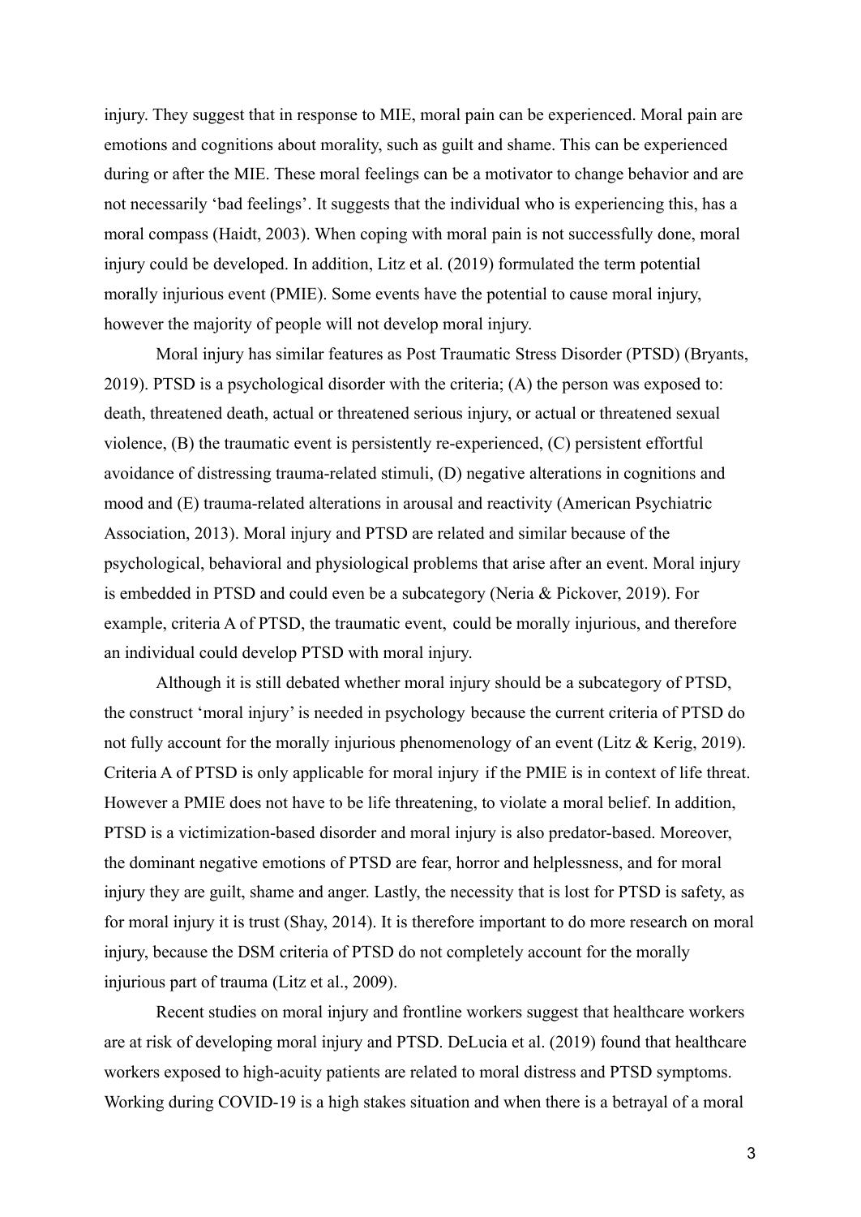injury. They suggest that in response to MIE, moral pain can be experienced. Moral pain are emotions and cognitions about morality, such as guilt and shame. This can be experienced during or after the MIE. These moral feelings can be a motivator to change behavior and are not necessarily 'bad feelings'. It suggests that the individual who is experiencing this, has a moral compass (Haidt, 2003). When coping with moral pain is not successfully done, moral injury could be developed. In addition, Litz et al. (2019) formulated the term potential morally injurious event (PMIE). Some events have the potential to cause moral injury, however the majority of people will not develop moral injury.

Moral injury has similar features as Post Traumatic Stress Disorder (PTSD) (Bryants, 2019). PTSD is a psychological disorder with the criteria; (A) the person was exposed to: death, threatened death, actual or threatened serious injury, or actual or threatened sexual violence, (B) the traumatic event is persistently re-experienced, (C) persistent effortful avoidance of distressing trauma-related stimuli, (D) negative alterations in cognitions and mood and (E) trauma-related alterations in arousal and reactivity (American Psychiatric Association, 2013). Moral injury and PTSD are related and similar because of the psychological, behavioral and physiological problems that arise after an event. Moral injury is embedded in PTSD and could even be a subcategory (Neria & Pickover, 2019). For example, criteria A of PTSD, the traumatic event, could be morally injurious, and therefore an individual could develop PTSD with moral injury.

Although it is still debated whether moral injury should be a subcategory of PTSD, the construct 'moral injury' is needed in psychology because the current criteria of PTSD do not fully account for the morally injurious phenomenology of an event (Litz & Kerig, 2019). Criteria A of PTSD is only applicable for moral injury if the PMIE is in context of life threat. However a PMIE does not have to be life threatening, to violate a moral belief. In addition, PTSD is a victimization-based disorder and moral injury is also predator-based. Moreover, the dominant negative emotions of PTSD are fear, horror and helplessness, and for moral injury they are guilt, shame and anger. Lastly, the necessity that is lost for PTSD is safety, as for moral injury it is trust (Shay, 2014). It is therefore important to do more research on moral injury, because the DSM criteria of PTSD do not completely account for the morally injurious part of trauma (Litz et al., 2009).

Recent studies on moral injury and frontline workers suggest that healthcare workers are at risk of developing moral injury and PTSD. DeLucia et al. (2019) found that healthcare workers exposed to high-acuity patients are related to moral distress and PTSD symptoms. Working during COVID-19 is a high stakes situation and when there is a betrayal of a moral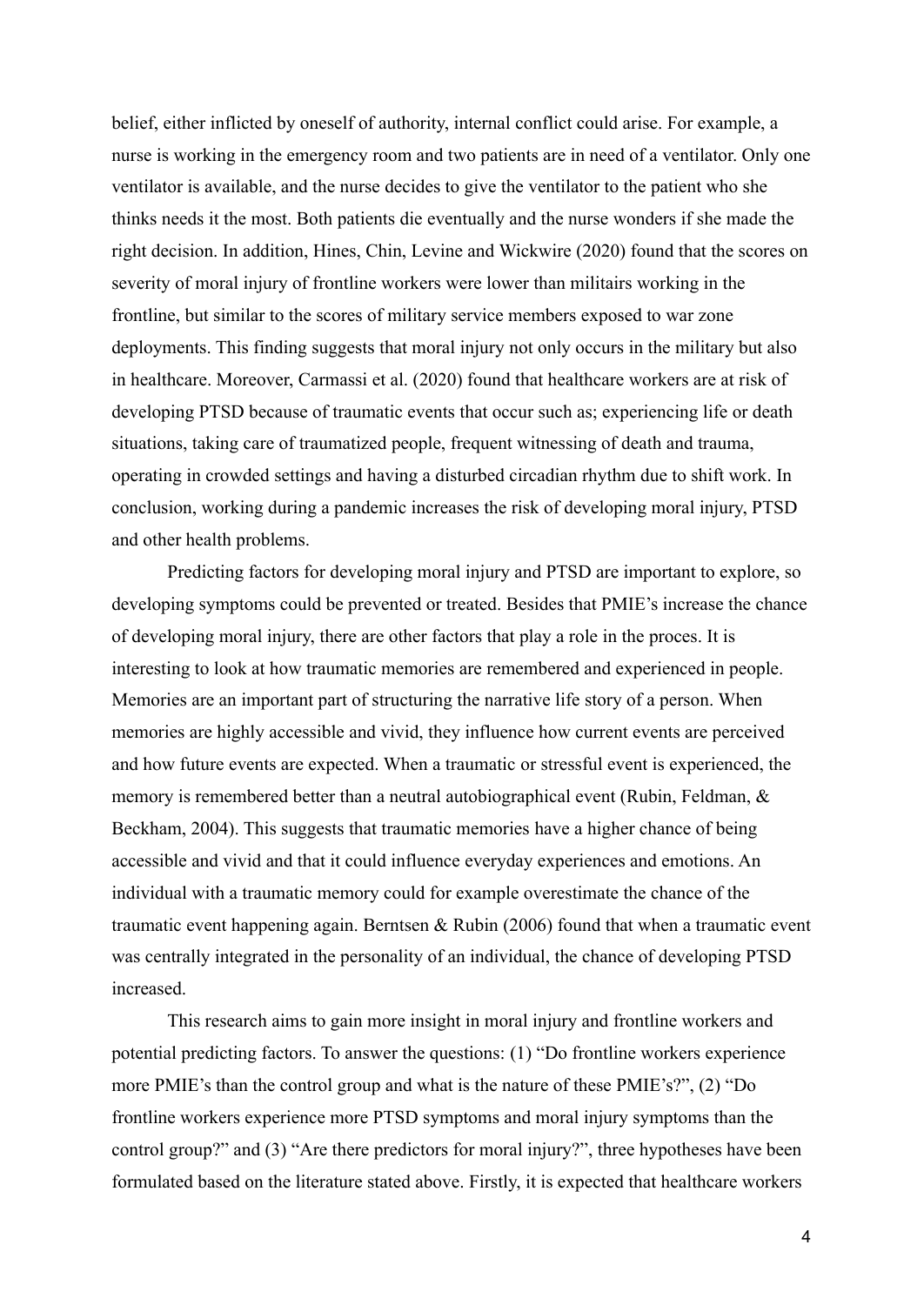belief, either inflicted by oneself of authority, internal conflict could arise. For example, a nurse is working in the emergency room and two patients are in need of a ventilator. Only one ventilator is available, and the nurse decides to give the ventilator to the patient who she thinks needs it the most. Both patients die eventually and the nurse wonders if she made the right decision. In addition, Hines, Chin, Levine and Wickwire (2020) found that the scores on severity of moral injury of frontline workers were lower than militairs working in the frontline, but similar to the scores of military service members exposed to war zone deployments. This finding suggests that moral injury not only occurs in the military but also in healthcare. Moreover, Carmassi et al. (2020) found that healthcare workers are at risk of developing PTSD because of traumatic events that occur such as; experiencing life or death situations, taking care of traumatized people, frequent witnessing of death and trauma, operating in crowded settings and having a disturbed circadian rhythm due to shift work. In conclusion, working during a pandemic increases the risk of developing moral injury, PTSD and other health problems.

Predicting factors for developing moral injury and PTSD are important to explore, so developing symptoms could be prevented or treated. Besides that PMIE's increase the chance of developing moral injury, there are other factors that play a role in the proces. It is interesting to look at how traumatic memories are remembered and experienced in people. Memories are an important part of structuring the narrative life story of a person. When memories are highly accessible and vivid, they influence how current events are perceived and how future events are expected. When a traumatic or stressful event is experienced, the memory is remembered better than a neutral autobiographical event (Rubin, Feldman, & Beckham, 2004). This suggests that traumatic memories have a higher chance of being accessible and vivid and that it could influence everyday experiences and emotions. An individual with a traumatic memory could for example overestimate the chance of the traumatic event happening again. Berntsen & Rubin (2006) found that when a traumatic event was centrally integrated in the personality of an individual, the chance of developing PTSD increased.

This research aims to gain more insight in moral injury and frontline workers and potential predicting factors. To answer the questions: (1) "Do frontline workers experience more PMIE's than the control group and what is the nature of these PMIE's?", (2) "Do frontline workers experience more PTSD symptoms and moral injury symptoms than the control group?" and (3) "Are there predictors for moral injury?", three hypotheses have been formulated based on the literature stated above. Firstly, it is expected that healthcare workers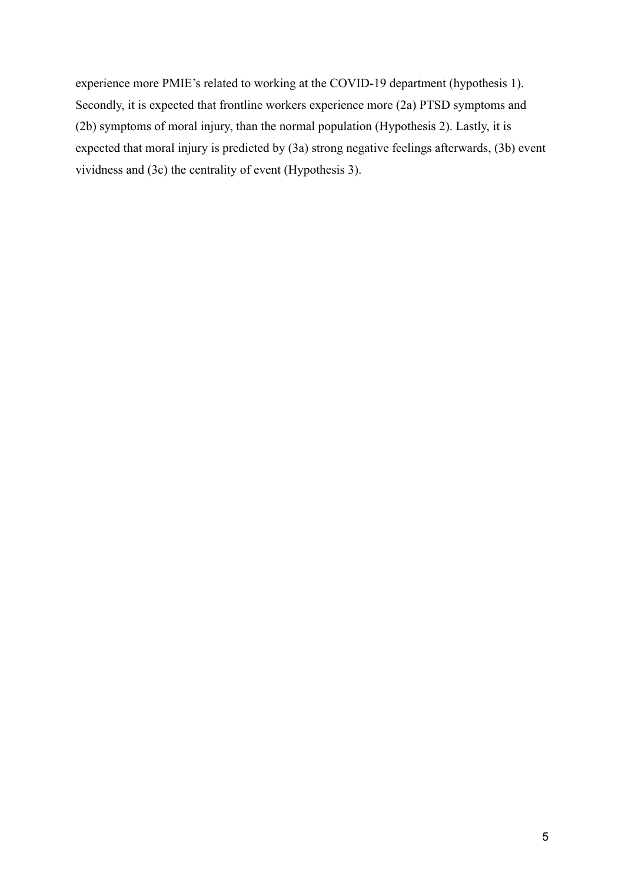experience more PMIE's related to working at the COVID-19 department (hypothesis 1). Secondly, it is expected that frontline workers experience more (2a) PTSD symptoms and (2b) symptoms of moral injury, than the normal population (Hypothesis 2). Lastly, it is expected that moral injury is predicted by (3a) strong negative feelings afterwards, (3b) event vividness and (3c) the centrality of event (Hypothesis 3).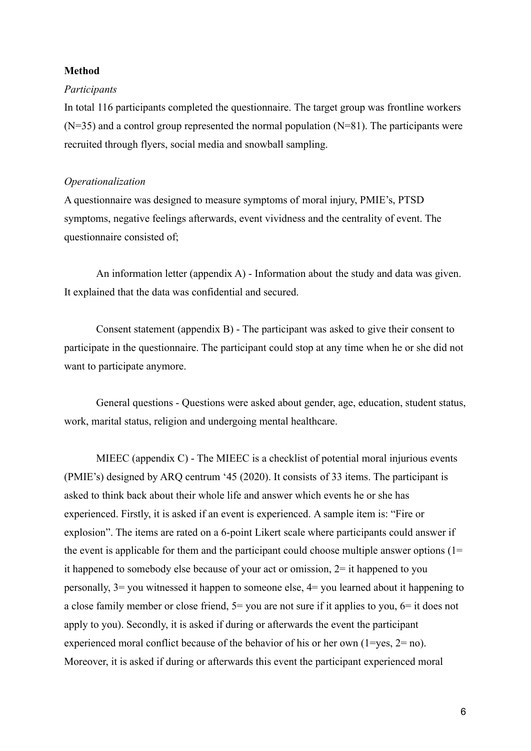**Method**

*Participants*

In total 116 participants completed the questionnaire. The target group was frontline workers (N=35) and a control group represented the normal population (N=81). The participants were recruited through flyers, social media and snowball sampling.

*Operationalization*

A questionnaire was designed to measure symptoms of moral injury, PMIE's, PTSD symptoms, negative feelings afterwards, event vividness and the centrality of event. The questionnaire consisted of;

An information letter (appendix A) - Information about the study and data was given. It explained that the data was confidential and secured.

Consent statement (appendix B) - The participant was asked to give their consent to participate in the questionnaire. The participant could stop at any time when he or she did not want to participate anymore.

General questions - Questions were asked about gender, age, education, student status, work, marital status, religion and undergoing mental healthcare.

MIEEC (appendix C) - The MIEEC is a checklist of potential moral injurious events (PMIE's) designed by ARQ centrum '45 (2020). It consists of 33 items. The participant is asked to think back about their whole life and answer which events he or she has experienced. Firstly, it is asked if an event is experienced. A sample item is: "Fire or explosion". The items are rated on a 6-point Likert scale where participants could answer if the event is applicable for them and the participant could choose multiple answer options (1= it happened to somebody else because of your act or omission, 2= it happened to you personally, 3= you witnessed it happen to someone else, 4= you learned about it happening to a close family member or close friend, 5= you are not sure if it applies to you, 6= it does not apply to you). Secondly, it is asked if during or afterwards the event the participant experienced moral conflict because of the behavior of his or her own (1=yes, 2= no). Moreover, it is asked if during or afterwards this event the participant experienced moral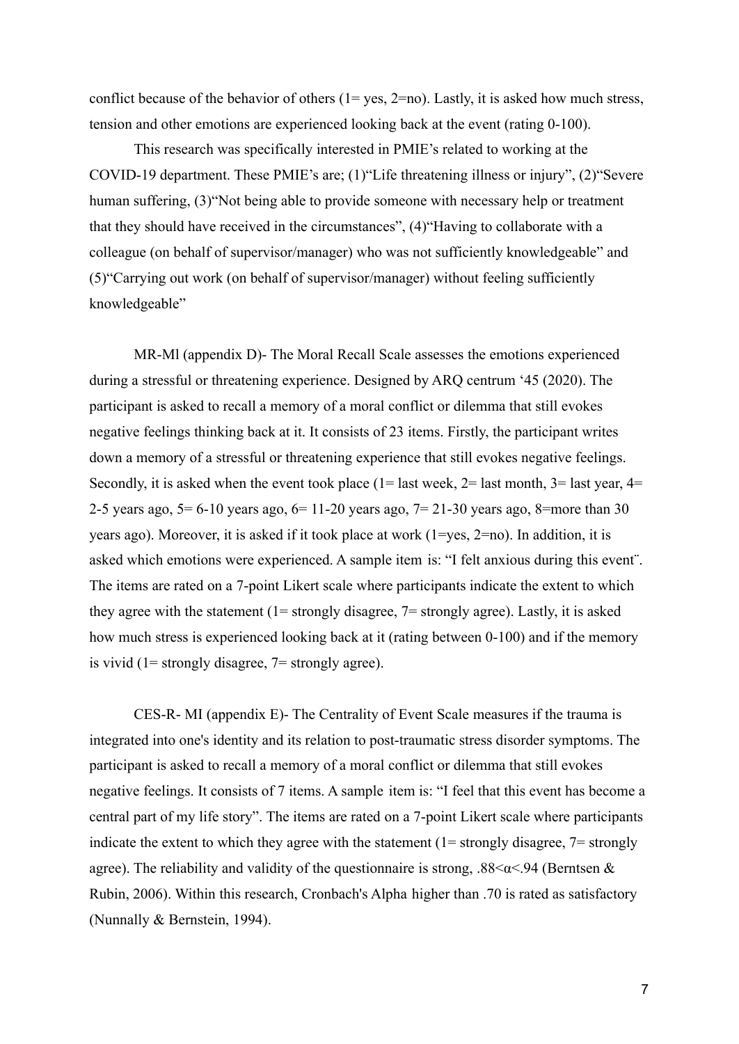conflict because of the behavior of others (1= yes, 2=no). Lastly, it is asked how much stress, tension and other emotions are experienced looking back at the event (rating 0-100).

This research was specifically interested in PMIE's related to working at the COVID-19 department. These PMIE's are; (1)"Life threatening illness or injury", (2)"Severe human suffering, (3)"Not being able to provide someone with necessary help or treatment that they should have received in the circumstances", (4)"Having to collaborate with a colleague (on behalf of supervisor/manager) who was not sufficiently knowledgeable" and (5)"Carrying out work (on behalf of supervisor/manager) without feeling sufficiently knowledgeable"

MR-Ml (appendix D)- The Moral Recall Scale assesses the emotions experienced during a stressful or threatening experience. Designed by ARQ centrum '45 (2020). The participant is asked to recall a memory of a moral conflict or dilemma that still evokes negative feelings thinking back at it. It consists of 23 items. Firstly, the participant writes down a memory of a stressful or threatening experience that still evokes negative feelings. Secondly, it is asked when the event took place (1= last week, 2= last month, 3= last year, 4= 2-5 years ago, 5= 6-10 years ago, 6= 11-20 years ago, 7= 21-30 years ago, 8=more than 30 years ago). Moreover, it is asked if it took place at work (1=yes, 2=no). In addition, it is asked which emotions were experienced. A sample item is: "I felt anxious during this event¨. The items are rated on a 7-point Likert scale where participants indicate the extent to which they agree with the statement (1= strongly disagree, 7= strongly agree). Lastly, it is asked how much stress is experienced looking back at it (rating between 0-100) and if the memory is vivid (1= strongly disagree, 7= strongly agree).

CES-R- MI (appendix E)- The Centrality of Event Scale measures if the trauma is integrated into one's identity and its relation to post-traumatic stress disorder symptoms. The participant is asked to recall a memory of a moral conflict or dilemma that still evokes negative feelings. It consists of 7 items. A sample item is: "I feel that this event has become a central part of my life story". The items are rated on a 7-point Likert scale where participants indicate the extent to which they agree with the statement (1= strongly disagree, 7= strongly agree). The reliability and validity of the questionnaire is strong, $.88<\alpha<.94$ (Berntsen & Rubin, 2006). Within this research, Cronbach's Alpha higher than .70 is rated as satisfactory (Nunnally & Bernstein, 1994).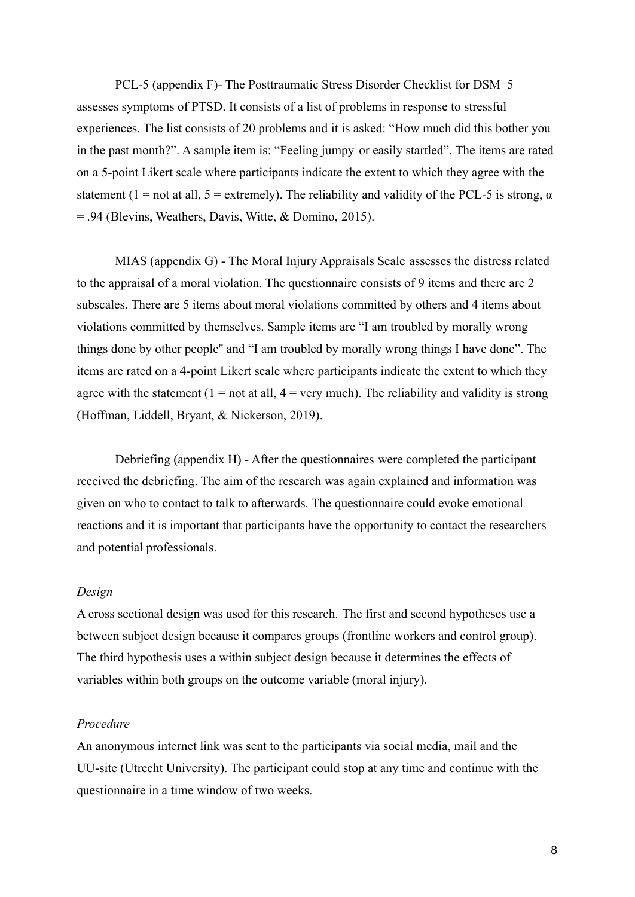PCL-5 (appendix F)- The Posttraumatic Stress Disorder Checklist for DSM‑5 assesses symptoms of PTSD. It consists of a list of problems in response to stressful experiences. The list consists of 20 problems and it is asked: "How much did this bother you in the past month?". A sample item is: "Feeling jumpy or easily startled". The items are rated on a 5-point Likert scale where participants indicate the extent to which they agree with the statement (1 = not at all, 5 = extremely). The reliability and validity of the PCL-5 is strong, $\alpha = .94$ (Blevins, Weathers, Davis, Witte, & Domino, 2015).

MIAS (appendix G) - The Moral Injury Appraisals Scale assesses the distress related to the appraisal of a moral violation. The questionnaire consists of 9 items and there are 2 subscales. There are 5 items about moral violations committed by others and 4 items about violations committed by themselves. Sample items are "I am troubled by morally wrong things done by other people" and "I am troubled by morally wrong things I have done". The items are rated on a 4-point Likert scale where participants indicate the extent to which they agree with the statement (1 = not at all, 4 = very much). The reliability and validity is strong (Hoffman, Liddell, Bryant, & Nickerson, 2019).

Debriefing (appendix H) - After the questionnaires were completed the participant received the debriefing. The aim of the research was again explained and information was given on who to contact to talk to afterwards. The questionnaire could evoke emotional reactions and it is important that participants have the opportunity to contact the researchers and potential professionals.

*Design*

A cross sectional design was used for this research. The first and second hypotheses use a between subject design because it compares groups (frontline workers and control group). The third hypothesis uses a within subject design because it determines the effects of variables within both groups on the outcome variable (moral injury).

*Procedure*

An anonymous internet link was sent to the participants via social media, mail and the UU-site (Utrecht University). The participant could stop at any time and continue with the questionnaire in a time window of two weeks.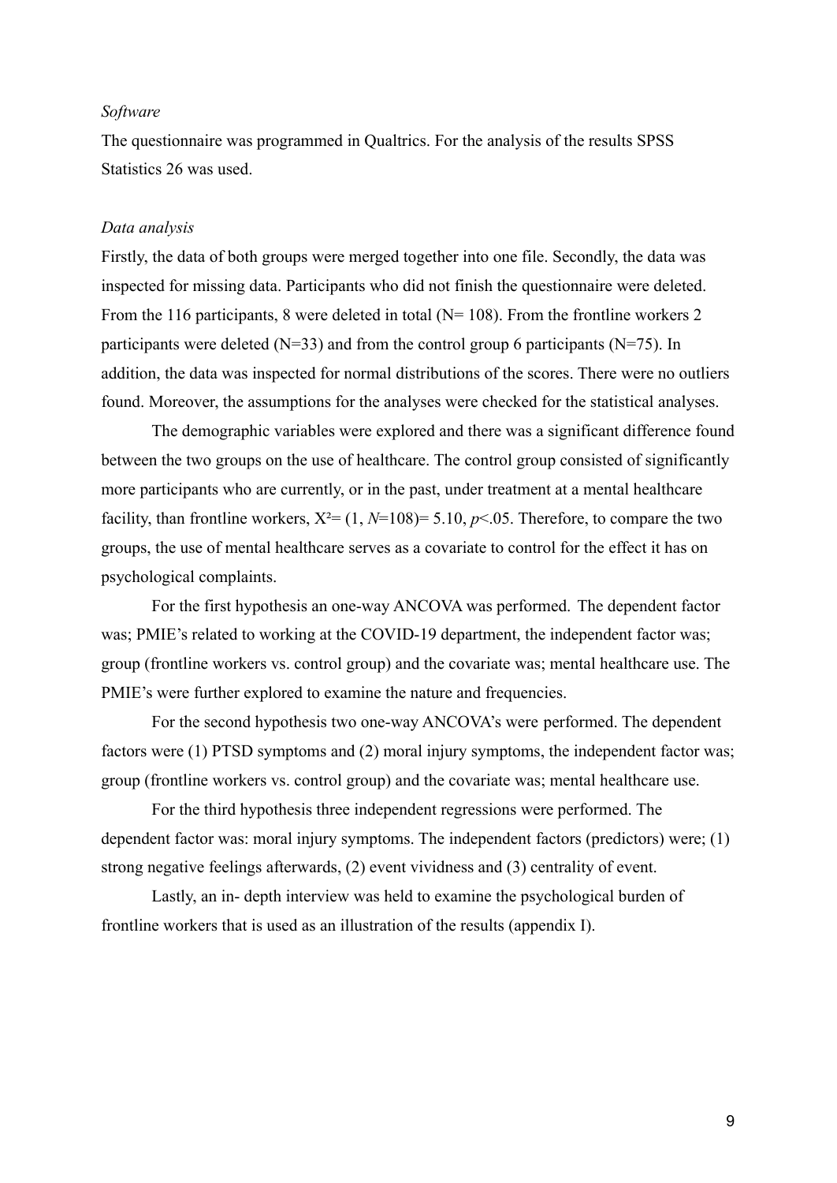*Software*

The questionnaire was programmed in Qualtrics. For the analysis of the results SPSS Statistics 26 was used.

*Data analysis*

Firstly, the data of both groups were merged together into one file. Secondly, the data was inspected for missing data. Participants who did not finish the questionnaire were deleted. From the 116 participants, 8 were deleted in total (N= 108). From the frontline workers 2 participants were deleted (N=33) and from the control group 6 participants (N=75). In addition, the data was inspected for normal distributions of the scores. There were no outliers found. Moreover, the assumptions for the analyses were checked for the statistical analyses.

The demographic variables were explored and there was a significant difference found between the two groups on the use of healthcare. The control group consisted of significantly more participants who are currently, or in the past, under treatment at a mental healthcare facility, than frontline workers, $X^2 = (1, N=108) = 5.10$, $p<.05$. Therefore, to compare the two groups, the use of mental healthcare serves as a covariate to control for the effect it has on psychological complaints.

For the first hypothesis an one-way ANCOVA was performed. The dependent factor was; PMIE's related to working at the COVID-19 department, the independent factor was; group (frontline workers vs. control group) and the covariate was; mental healthcare use. The PMIE's were further explored to examine the nature and frequencies.

For the second hypothesis two one-way ANCOVA's were performed. The dependent factors were (1) PTSD symptoms and (2) moral injury symptoms, the independent factor was; group (frontline workers vs. control group) and the covariate was; mental healthcare use.

For the third hypothesis three independent regressions were performed. The dependent factor was: moral injury symptoms. The independent factors (predictors) were; (1) strong negative feelings afterwards, (2) event vividness and (3) centrality of event.

Lastly, an in- depth interview was held to examine the psychological burden of frontline workers that is used as an illustration of the results (appendix I).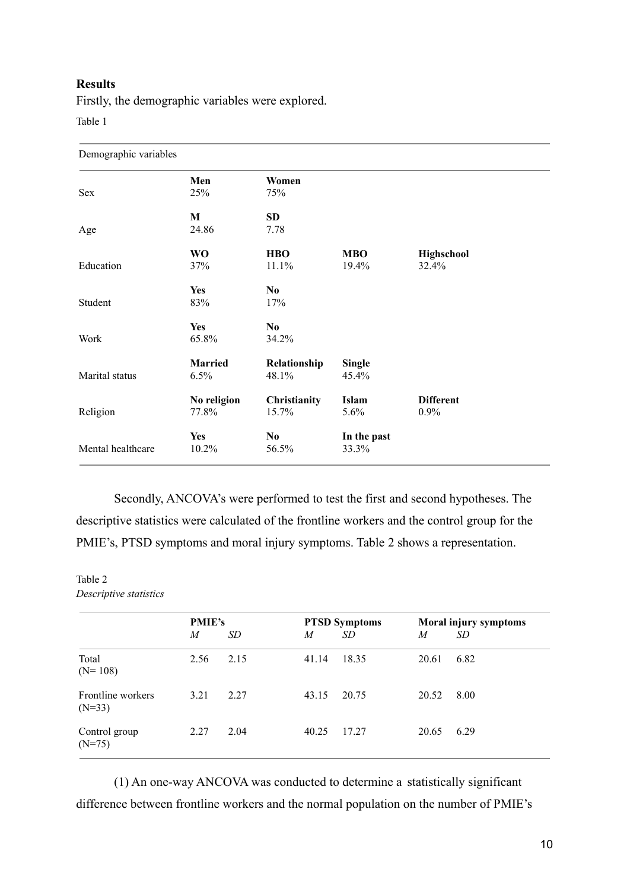**Results**

Firstly, the demographic variables were explored.

Table 1

| Demographic variables | | | | |
|---|---|---|---|---|
| | **Men** | **Women** | | |
| Sex | 25% | 75% | | |
| | **M** | **SD** | | |
| Age | 24.86 | 7.78 | | |
| | **WO** | **HBO** | **MBO** | **Highschool** |
| Education | 37% | 11.1% | 19.4% | 32.4% |
| | **Yes** | **No** | | |
| Student | 83% | 17% | | |
| | **Yes** | **No** | | |
| Work | 65.8% | 34.2% | | |
| | **Married** | **Relationship** | **Single** | |
| Marital status | 6.5% | 48.1% | 45.4% | |
| | **No religion** | **Christianity** | **Islam** | **Different** |
| Religion | 77.8% | 15.7% | 5.6% | 0.9% |
| | **Yes** | **No** | **In the past** | |
| Mental healthcare | 10.2% | 56.5% | 33.3% | |

Secondly, ANCOVA's were performed to test the first and second hypotheses. The descriptive statistics were calculated of the frontline workers and the control group for the PMIE's, PTSD symptoms and moral injury symptoms. Table 2 shows a representation.

Table 2
*Descriptive statistics*

| | **PMIE's** | | **PTSD Symptoms** | | **Moral injury symptoms** | |
|---|---|---|---|---|---|---|
| | *M* | *SD* | *M* | *SD* | *M* | *SD* |
| Total (N= 108) | 2.56 | 2.15 | 41.14 | 18.35 | 20.61 | 6.82 |
| Frontline workers (N=33) | 3.21 | 2.27 | 43.15 | 20.75 | 20.52 | 8.00 |
| Control group (N=75) | 2.27 | 2.04 | 40.25 | 17.27 | 20.65 | 6.29 |

(1) An one-way ANCOVA was conducted to determine a statistically significant difference between frontline workers and the normal population on the number of PMIE's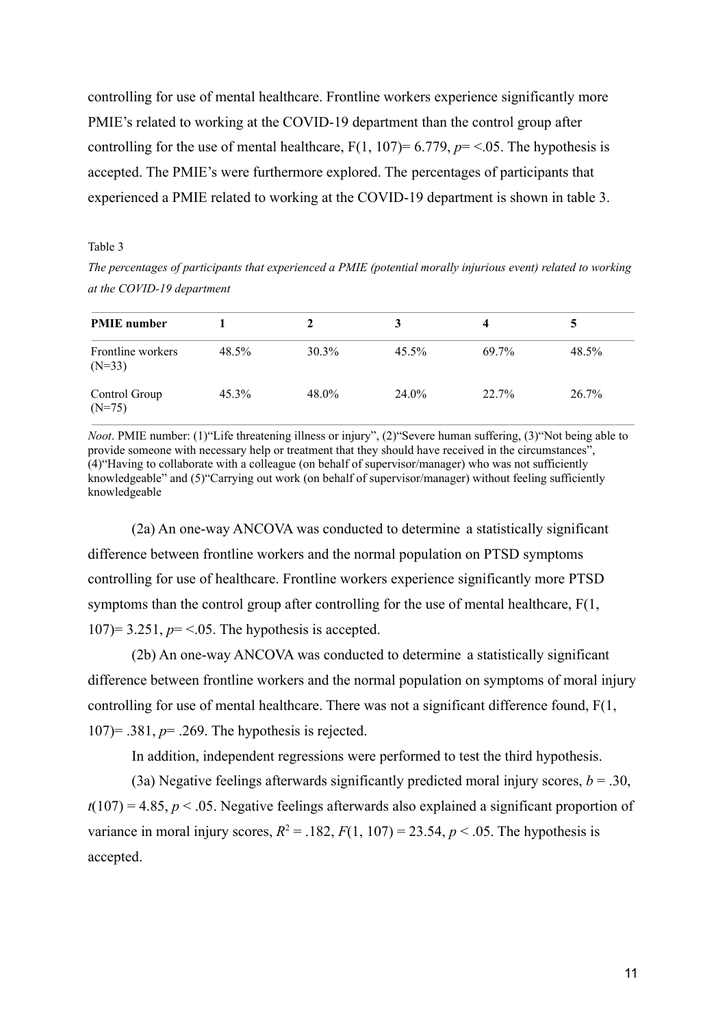controlling for use of mental healthcare. Frontline workers experience significantly more PMIE's related to working at the COVID-19 department than the control group after controlling for the use of mental healthcare, F(1, 107)= 6.779, *p*= <.05. The hypothesis is accepted. The PMIE's were furthermore explored. The percentages of participants that experienced a PMIE related to working at the COVID-19 department is shown in table 3.

Table 3

*The percentages of participants that experienced a PMIE (potential morally injurious event) related to working at the COVID-19 department*

| **PMIE number** | **1** | **2** | **3** | **4** | **5** |
|---|---|---|---|---|---|
| Frontline workers (N=33) | 48.5% | 30.3% | 45.5% | 69.7% | 48.5% |
| Control Group (N=75) | 45.3% | 48.0% | 24.0% | 22.7% | 26.7% |

*Noot*. PMIE number: (1)"Life threatening illness or injury", (2)"Severe human suffering, (3)"Not being able to provide someone with necessary help or treatment that they should have received in the circumstances", (4)"Having to collaborate with a colleague (on behalf of supervisor/manager) who was not sufficiently knowledgeable" and (5)"Carrying out work (on behalf of supervisor/manager) without feeling sufficiently knowledgeable

(2a) An one-way ANCOVA was conducted to determine a statistically significant difference between frontline workers and the normal population on PTSD symptoms controlling for use of healthcare. Frontline workers experience significantly more PTSD symptoms than the control group after controlling for the use of mental healthcare, F(1, 107)= 3.251, *p*= <.05. The hypothesis is accepted.

(2b) An one-way ANCOVA was conducted to determine a statistically significant difference between frontline workers and the normal population on symptoms of moral injury controlling for use of mental healthcare. There was not a significant difference found, F(1, 107)= .381, *p*= .269. The hypothesis is rejected.

In addition, independent regressions were performed to test the third hypothesis.

(3a) Negative feelings afterwards significantly predicted moral injury scores, $b = .30$, $t(107) = 4.85$, $p < .05$. Negative feelings afterwards also explained a significant proportion of variance in moral injury scores, $R^2 = .182$, $F(1, 107) = 23.54$, $p < .05$. The hypothesis is accepted.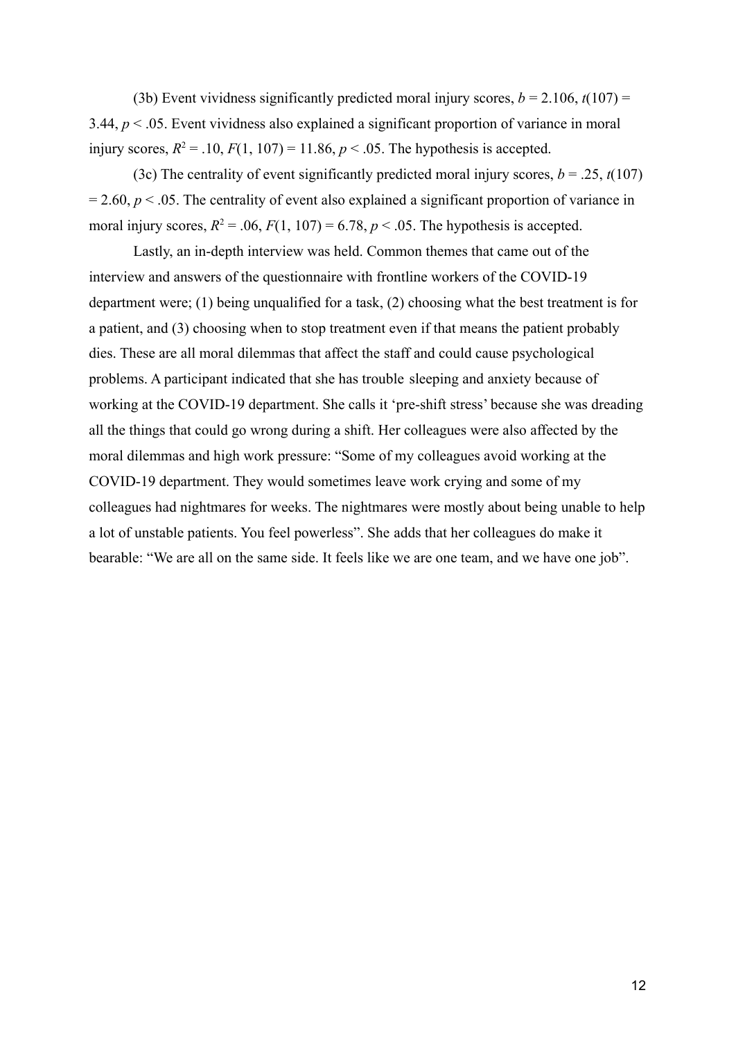(3b) Event vividness significantly predicted moral injury scores, $b = 2.106$, $t(107) = 3.44$, $p < .05$. Event vividness also explained a significant proportion of variance in moral injury scores, $R^2 = .10$, $F(1, 107) = 11.86$, $p < .05$. The hypothesis is accepted.

(3c) The centrality of event significantly predicted moral injury scores, $b = .25$, $t(107) = 2.60$, $p < .05$. The centrality of event also explained a significant proportion of variance in moral injury scores, $R^2 = .06$, $F(1, 107) = 6.78$, $p < .05$. The hypothesis is accepted.

Lastly, an in-depth interview was held. Common themes that came out of the interview and answers of the questionnaire with frontline workers of the COVID-19 department were; (1) being unqualified for a task, (2) choosing what the best treatment is for a patient, and (3) choosing when to stop treatment even if that means the patient probably dies. These are all moral dilemmas that affect the staff and could cause psychological problems. A participant indicated that she has trouble sleeping and anxiety because of working at the COVID-19 department. She calls it 'pre-shift stress' because she was dreading all the things that could go wrong during a shift. Her colleagues were also affected by the moral dilemmas and high work pressure: "Some of my colleagues avoid working at the COVID-19 department. They would sometimes leave work crying and some of my colleagues had nightmares for weeks. The nightmares were mostly about being unable to help a lot of unstable patients. You feel powerless". She adds that her colleagues do make it bearable: "We are all on the same side. It feels like we are one team, and we have one job".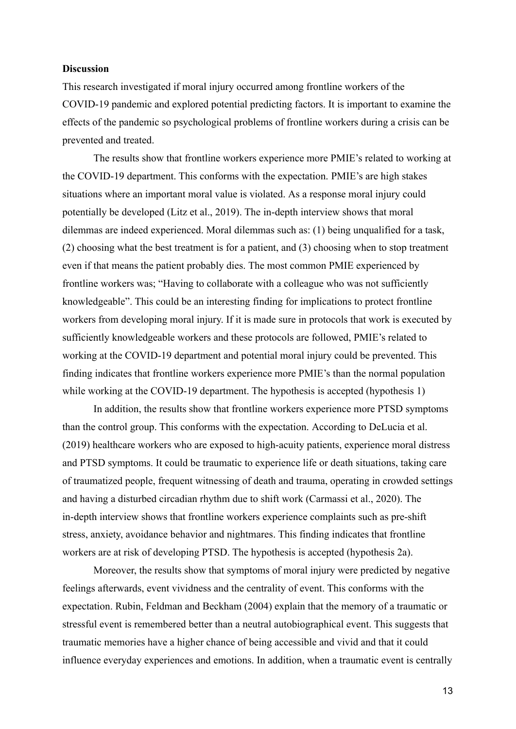**Discussion**

This research investigated if moral injury occurred among frontline workers of the COVID-19 pandemic and explored potential predicting factors. It is important to examine the effects of the pandemic so psychological problems of frontline workers during a crisis can be prevented and treated.

The results show that frontline workers experience more PMIE's related to working at the COVID-19 department. This conforms with the expectation. PMIE's are high stakes situations where an important moral value is violated. As a response moral injury could potentially be developed (Litz et al., 2019). The in-depth interview shows that moral dilemmas are indeed experienced. Moral dilemmas such as: (1) being unqualified for a task, (2) choosing what the best treatment is for a patient, and (3) choosing when to stop treatment even if that means the patient probably dies. The most common PMIE experienced by frontline workers was; "Having to collaborate with a colleague who was not sufficiently knowledgeable". This could be an interesting finding for implications to protect frontline workers from developing moral injury. If it is made sure in protocols that work is executed by sufficiently knowledgeable workers and these protocols are followed, PMIE's related to working at the COVID-19 department and potential moral injury could be prevented. This finding indicates that frontline workers experience more PMIE's than the normal population while working at the COVID-19 department. The hypothesis is accepted (hypothesis 1)

In addition, the results show that frontline workers experience more PTSD symptoms than the control group. This conforms with the expectation. According to DeLucia et al. (2019) healthcare workers who are exposed to high-acuity patients, experience moral distress and PTSD symptoms. It could be traumatic to experience life or death situations, taking care of traumatized people, frequent witnessing of death and trauma, operating in crowded settings and having a disturbed circadian rhythm due to shift work (Carmassi et al., 2020). The in-depth interview shows that frontline workers experience complaints such as pre-shift stress, anxiety, avoidance behavior and nightmares. This finding indicates that frontline workers are at risk of developing PTSD. The hypothesis is accepted (hypothesis 2a).

Moreover, the results show that symptoms of moral injury were predicted by negative feelings afterwards, event vividness and the centrality of event. This conforms with the expectation. Rubin, Feldman and Beckham (2004) explain that the memory of a traumatic or stressful event is remembered better than a neutral autobiographical event. This suggests that traumatic memories have a higher chance of being accessible and vivid and that it could influence everyday experiences and emotions. In addition, when a traumatic event is centrally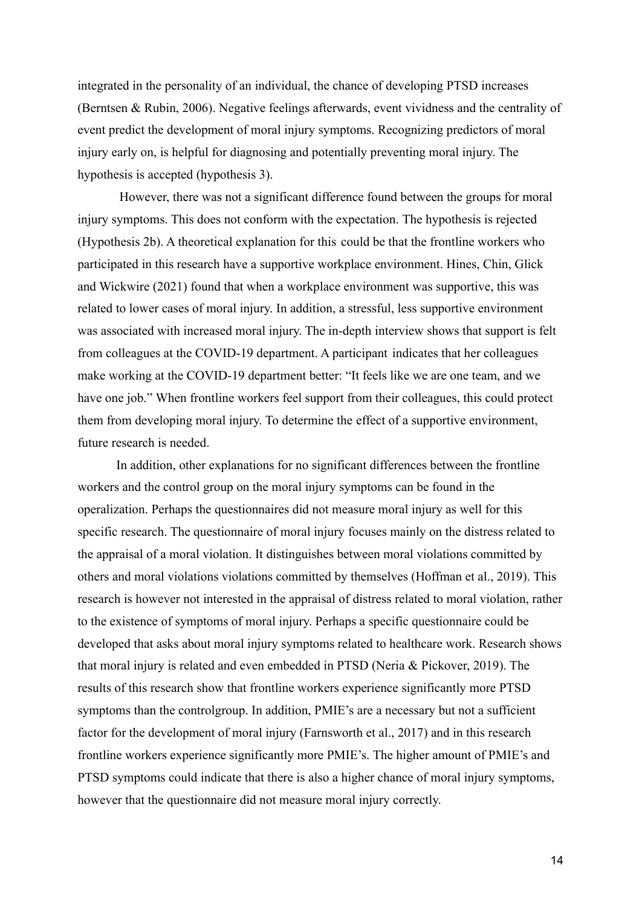integrated in the personality of an individual, the chance of developing PTSD increases (Berntsen & Rubin, 2006). Negative feelings afterwards, event vividness and the centrality of event predict the development of moral injury symptoms. Recognizing predictors of moral injury early on, is helpful for diagnosing and potentially preventing moral injury. The hypothesis is accepted (hypothesis 3).

However, there was not a significant difference found between the groups for moral injury symptoms. This does not conform with the expectation. The hypothesis is rejected (Hypothesis 2b). A theoretical explanation for this could be that the frontline workers who participated in this research have a supportive workplace environment. Hines, Chin, Glick and Wickwire (2021) found that when a workplace environment was supportive, this was related to lower cases of moral injury. In addition, a stressful, less supportive environment was associated with increased moral injury. The in-depth interview shows that support is felt from colleagues at the COVID-19 department. A participant indicates that her colleagues make working at the COVID-19 department better: "It feels like we are one team, and we have one job." When frontline workers feel support from their colleagues, this could protect them from developing moral injury. To determine the effect of a supportive environment, future research is needed.

In addition, other explanations for no significant differences between the frontline workers and the control group on the moral injury symptoms can be found in the operalization. Perhaps the questionnaires did not measure moral injury as well for this specific research. The questionnaire of moral injury focuses mainly on the distress related to the appraisal of a moral violation. It distinguishes between moral violations committed by others and moral violations violations committed by themselves (Hoffman et al., 2019). This research is however not interested in the appraisal of distress related to moral violation, rather to the existence of symptoms of moral injury. Perhaps a specific questionnaire could be developed that asks about moral injury symptoms related to healthcare work. Research shows that moral injury is related and even embedded in PTSD (Neria & Pickover, 2019). The results of this research show that frontline workers experience significantly more PTSD symptoms than the controlgroup. In addition, PMIE's are a necessary but not a sufficient factor for the development of moral injury (Farnsworth et al., 2017) and in this research frontline workers experience significantly more PMIE's. The higher amount of PMIE's and PTSD symptoms could indicate that there is also a higher chance of moral injury symptoms, however that the questionnaire did not measure moral injury correctly.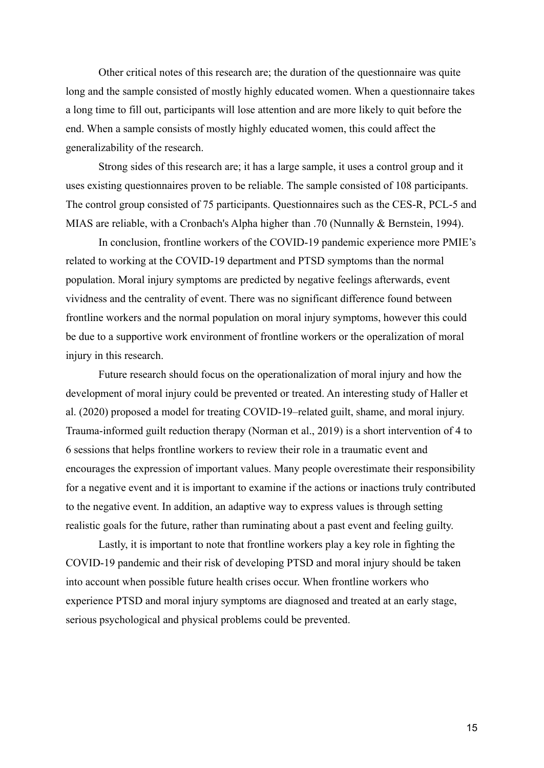Other critical notes of this research are; the duration of the questionnaire was quite long and the sample consisted of mostly highly educated women. When a questionnaire takes a long time to fill out, participants will lose attention and are more likely to quit before the end. When a sample consists of mostly highly educated women, this could affect the generalizability of the research.

Strong sides of this research are; it has a large sample, it uses a control group and it uses existing questionnaires proven to be reliable. The sample consisted of 108 participants. The control group consisted of 75 participants. Questionnaires such as the CES-R, PCL-5 and MIAS are reliable, with a Cronbach's Alpha higher than .70 (Nunnally & Bernstein, 1994).

In conclusion, frontline workers of the COVID-19 pandemic experience more PMIE's related to working at the COVID-19 department and PTSD symptoms than the normal population. Moral injury symptoms are predicted by negative feelings afterwards, event vividness and the centrality of event. There was no significant difference found between frontline workers and the normal population on moral injury symptoms, however this could be due to a supportive work environment of frontline workers or the operalization of moral injury in this research.

Future research should focus on the operationalization of moral injury and how the development of moral injury could be prevented or treated. An interesting study of Haller et al. (2020) proposed a model for treating COVID-19–related guilt, shame, and moral injury. Trauma-informed guilt reduction therapy (Norman et al., 2019) is a short intervention of 4 to 6 sessions that helps frontline workers to review their role in a traumatic event and encourages the expression of important values. Many people overestimate their responsibility for a negative event and it is important to examine if the actions or inactions truly contributed to the negative event. In addition, an adaptive way to express values is through setting realistic goals for the future, rather than ruminating about a past event and feeling guilty.

Lastly, it is important to note that frontline workers play a key role in fighting the COVID-19 pandemic and their risk of developing PTSD and moral injury should be taken into account when possible future health crises occur. When frontline workers who experience PTSD and moral injury symptoms are diagnosed and treated at an early stage, serious psychological and physical problems could be prevented.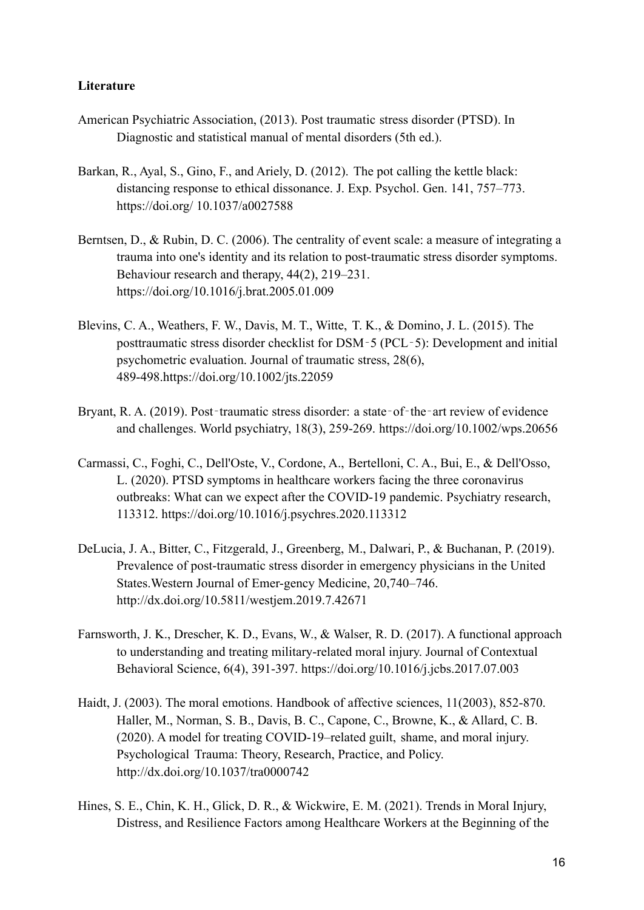**Literature**

American Psychiatric Association, (2013). Post traumatic stress disorder (PTSD). In Diagnostic and statistical manual of mental disorders (5th ed.).

Barkan, R., Ayal, S., Gino, F., and Ariely, D. (2012). The pot calling the kettle black: distancing response to ethical dissonance. J. Exp. Psychol. Gen. 141, 757–773. https://doi.org/ 10.1037/a0027588

Berntsen, D., & Rubin, D. C. (2006). The centrality of event scale: a measure of integrating a trauma into one's identity and its relation to post-traumatic stress disorder symptoms. Behaviour research and therapy, 44(2), 219–231. https://doi.org/10.1016/j.brat.2005.01.009

Blevins, C. A., Weathers, F. W., Davis, M. T., Witte, T. K., & Domino, J. L. (2015). The posttraumatic stress disorder checklist for DSM‐5 (PCL‐5): Development and initial psychometric evaluation. Journal of traumatic stress, 28(6), 489-498.https://doi.org/10.1002/jts.22059

Bryant, R. A. (2019). Post‐traumatic stress disorder: a state‐of‐the‐art review of evidence and challenges. World psychiatry, 18(3), 259-269. https://doi.org/10.1002/wps.20656

Carmassi, C., Foghi, C., Dell'Oste, V., Cordone, A., Bertelloni, C. A., Bui, E., & Dell'Osso, L. (2020). PTSD symptoms in healthcare workers facing the three coronavirus outbreaks: What can we expect after the COVID-19 pandemic. Psychiatry research, 113312. https://doi.org/10.1016/j.psychres.2020.113312

DeLucia, J. A., Bitter, C., Fitzgerald, J., Greenberg, M., Dalwari, P., & Buchanan, P. (2019). Prevalence of post-traumatic stress disorder in emergency physicians in the United States.Western Journal of Emer-gency Medicine, 20,740–746. http://dx.doi.org/10.5811/westjem.2019.7.42671

Farnsworth, J. K., Drescher, K. D., Evans, W., & Walser, R. D. (2017). A functional approach to understanding and treating military-related moral injury. Journal of Contextual Behavioral Science, 6(4), 391-397. https://doi.org/10.1016/j.jcbs.2017.07.003

Haidt, J. (2003). The moral emotions. Handbook of affective sciences, 11(2003), 852-870. Haller, M., Norman, S. B., Davis, B. C., Capone, C., Browne, K., & Allard, C. B. (2020). A model for treating COVID-19–related guilt, shame, and moral injury. Psychological Trauma: Theory, Research, Practice, and Policy. http://dx.doi.org/10.1037/tra0000742

Hines, S. E., Chin, K. H., Glick, D. R., & Wickwire, E. M. (2021). Trends in Moral Injury, Distress, and Resilience Factors among Healthcare Workers at the Beginning of the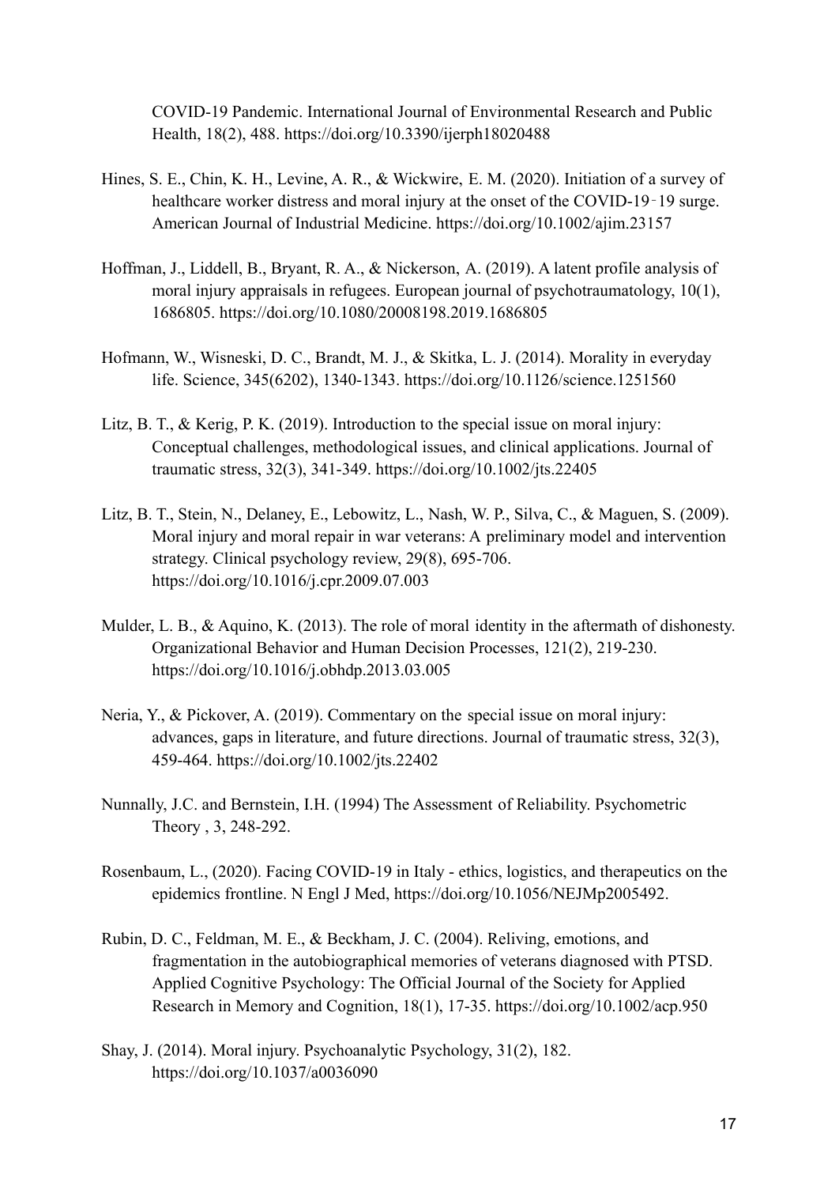COVID-19 Pandemic. International Journal of Environmental Research and Public Health, 18(2), 488. https://doi.org/10.3390/ijerph18020488

Hines, S. E., Chin, K. H., Levine, A. R., & Wickwire, E. M. (2020). Initiation of a survey of healthcare worker distress and moral injury at the onset of the COVID‐19‐19 surge. American Journal of Industrial Medicine. https://doi.org/10.1002/ajim.23157

Hoffman, J., Liddell, B., Bryant, R. A., & Nickerson, A. (2019). A latent profile analysis of moral injury appraisals in refugees. European journal of psychotraumatology, 10(1), 1686805. https://doi.org/10.1080/20008198.2019.1686805

Hofmann, W., Wisneski, D. C., Brandt, M. J., & Skitka, L. J. (2014). Morality in everyday life. Science, 345(6202), 1340-1343. https://doi.org/10.1126/science.1251560

Litz, B. T., & Kerig, P. K. (2019). Introduction to the special issue on moral injury: Conceptual challenges, methodological issues, and clinical applications. Journal of traumatic stress, 32(3), 341-349. https://doi.org/10.1002/jts.22405

Litz, B. T., Stein, N., Delaney, E., Lebowitz, L., Nash, W. P., Silva, C., & Maguen, S. (2009). Moral injury and moral repair in war veterans: A preliminary model and intervention strategy. Clinical psychology review, 29(8), 695-706. https://doi.org/10.1016/j.cpr.2009.07.003

Mulder, L. B., & Aquino, K. (2013). The role of moral identity in the aftermath of dishonesty. Organizational Behavior and Human Decision Processes, 121(2), 219-230. https://doi.org/10.1016/j.obhdp.2013.03.005

Neria, Y., & Pickover, A. (2019). Commentary on the special issue on moral injury: advances, gaps in literature, and future directions. Journal of traumatic stress, 32(3), 459-464. https://doi.org/10.1002/jts.22402

Nunnally, J.C. and Bernstein, I.H. (1994) The Assessment of Reliability. Psychometric Theory , 3, 248-292.

Rosenbaum, L., (2020). Facing COVID-19 in Italy - ethics, logistics, and therapeutics on the epidemics frontline. N Engl J Med, https://doi.org/10.1056/NEJMp2005492.

Rubin, D. C., Feldman, M. E., & Beckham, J. C. (2004). Reliving, emotions, and fragmentation in the autobiographical memories of veterans diagnosed with PTSD. Applied Cognitive Psychology: The Official Journal of the Society for Applied Research in Memory and Cognition, 18(1), 17-35. https://doi.org/10.1002/acp.950

Shay, J. (2014). Moral injury. Psychoanalytic Psychology, 31(2), 182. https://doi.org/10.1037/a0036090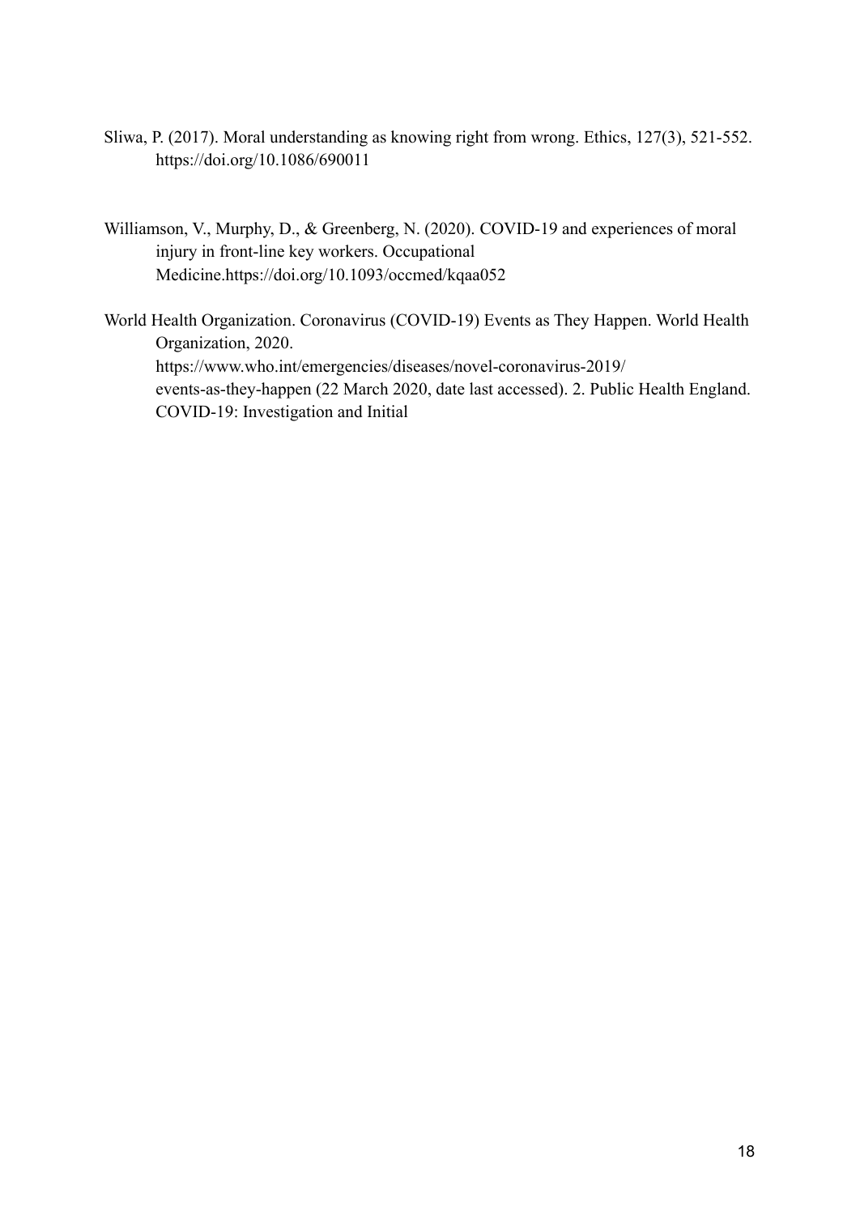Sliwa, P. (2017). Moral understanding as knowing right from wrong. Ethics, 127(3), 521-552. https://doi.org/10.1086/690011

Williamson, V., Murphy, D., & Greenberg, N. (2020). COVID-19 and experiences of moral injury in front-line key workers. Occupational Medicine.https://doi.org/10.1093/occmed/kqaa052

World Health Organization. Coronavirus (COVID-19) Events as They Happen. World Health Organization, 2020. https://www.who.int/emergencies/diseases/novel-coronavirus-2019/events-as-they-happen (22 March 2020, date last accessed). 2. Public Health England. COVID-19: Investigation and Initial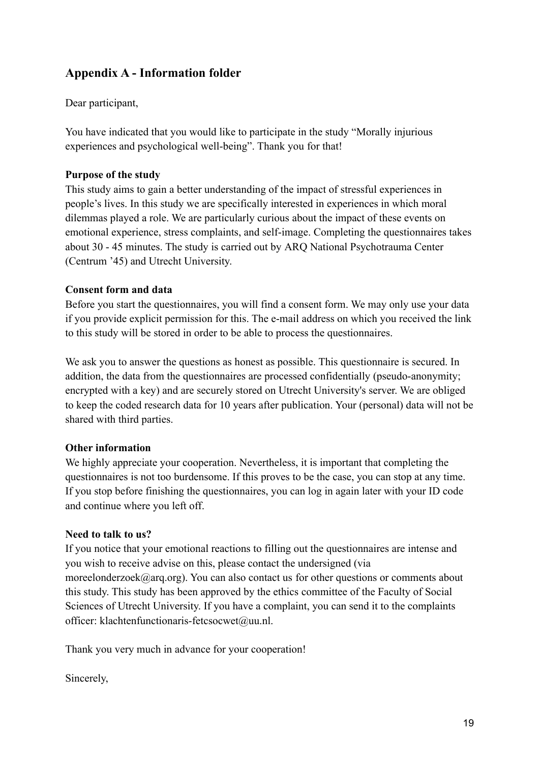## Appendix A - Information folder

Dear participant,

You have indicated that you would like to participate in the study "Morally injurious experiences and psychological well-being". Thank you for that!

**Purpose of the study**

This study aims to gain a better understanding of the impact of stressful experiences in people's lives. In this study we are specifically interested in experiences in which moral dilemmas played a role. We are particularly curious about the impact of these events on emotional experience, stress complaints, and self-image. Completing the questionnaires takes about 30 - 45 minutes. The study is carried out by ARQ National Psychotrauma Center (Centrum '45) and Utrecht University.

**Consent form and data**

Before you start the questionnaires, you will find a consent form. We may only use your data if you provide explicit permission for this. The e-mail address on which you received the link to this study will be stored in order to be able to process the questionnaires.

We ask you to answer the questions as honest as possible. This questionnaire is secured. In addition, the data from the questionnaires are processed confidentially (pseudo-anonymity; encrypted with a key) and are securely stored on Utrecht University's server. We are obliged to keep the coded research data for 10 years after publication. Your (personal) data will not be shared with third parties.

**Other information**

We highly appreciate your cooperation. Nevertheless, it is important that completing the questionnaires is not too burdensome. If this proves to be the case, you can stop at any time. If you stop before finishing the questionnaires, you can log in again later with your ID code and continue where you left off.

**Need to talk to us?**

If you notice that your emotional reactions to filling out the questionnaires are intense and you wish to receive advise on this, please contact the undersigned (via moreelonderzoek@arq.org). You can also contact us for other questions or comments about this study. This study has been approved by the ethics committee of the Faculty of Social Sciences of Utrecht University. If you have a complaint, you can send it to the complaints officer: klachtenfunctionaris-fetcsocwet@uu.nl.

Thank you very much in advance for your cooperation!

Sincerely,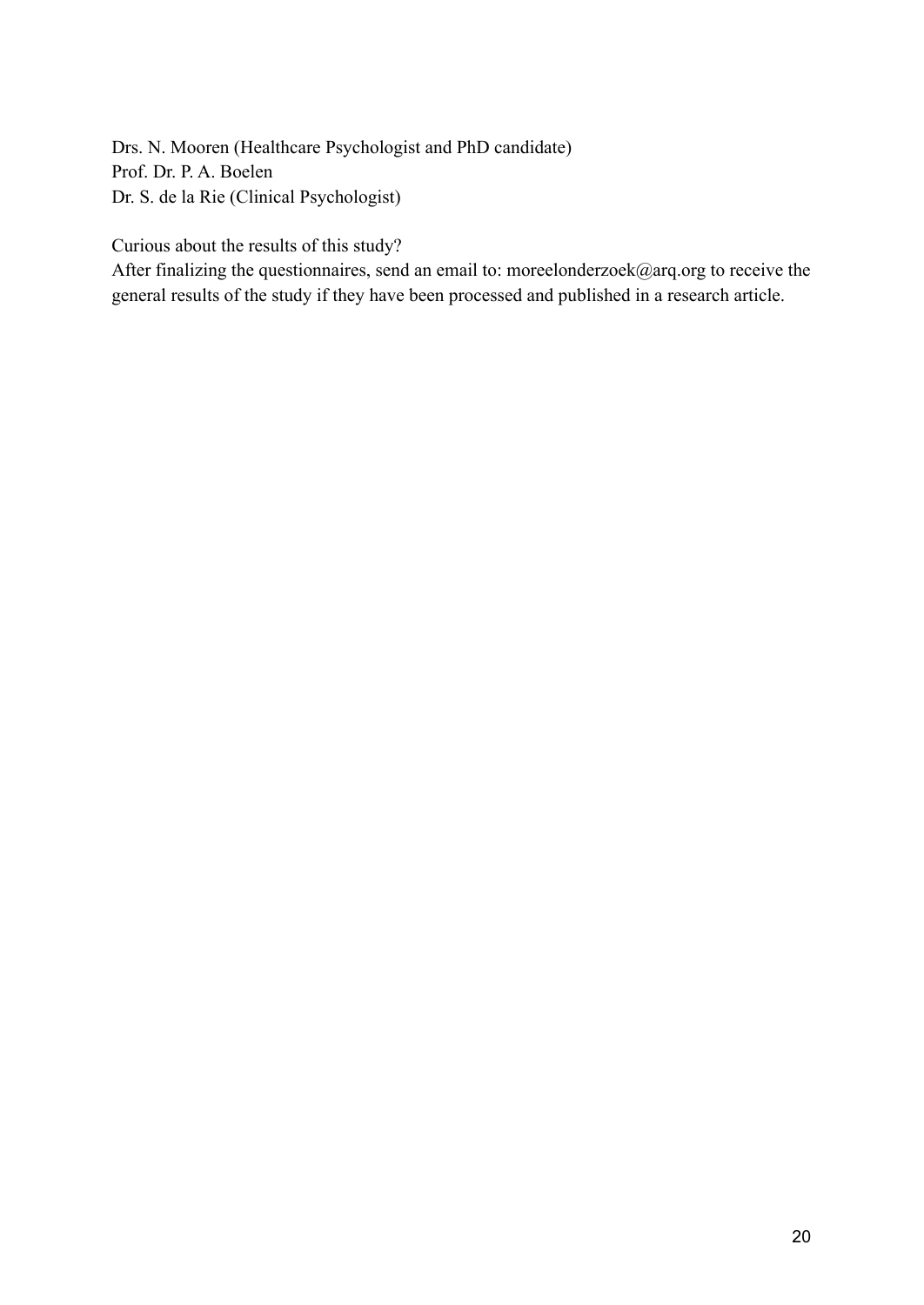Drs. N. Mooren (Healthcare Psychologist and PhD candidate)
Prof. Dr. P. A. Boelen
Dr. S. de la Rie (Clinical Psychologist)

Curious about the results of this study?
After finalizing the questionnaires, send an email to: moreelonderzoek@arq.org to receive the general results of the study if they have been processed and published in a research article.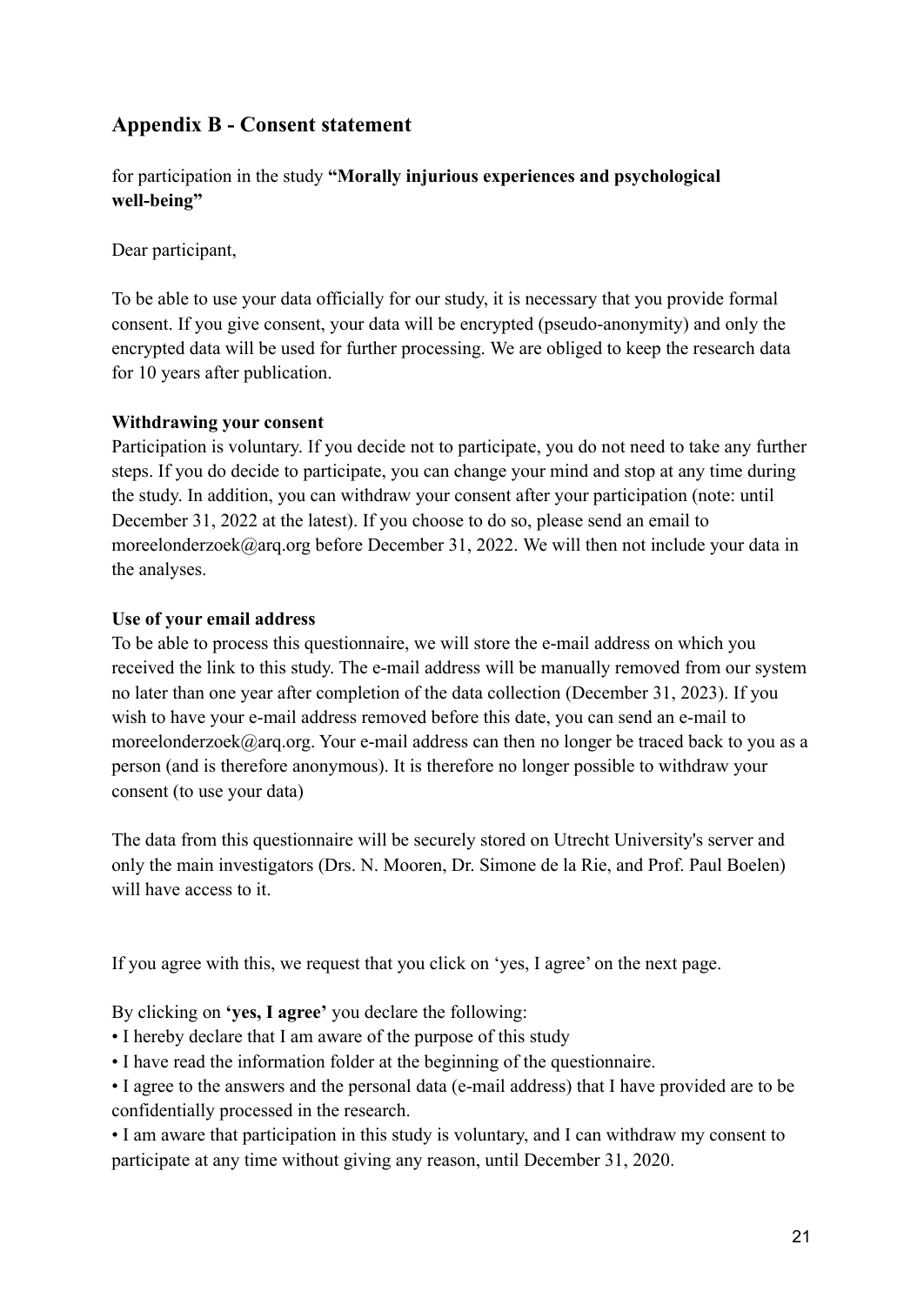## Appendix B - Consent statement

for participation in the study **"Morally injurious experiences and psychological well-being"**

Dear participant,

To be able to use your data officially for our study, it is necessary that you provide formal consent. If you give consent, your data will be encrypted (pseudo-anonymity) and only the encrypted data will be used for further processing. We are obliged to keep the research data for 10 years after publication.

**Withdrawing your consent**
Participation is voluntary. If you decide not to participate, you do not need to take any further steps. If you do decide to participate, you can change your mind and stop at any time during the study. In addition, you can withdraw your consent after your participation (note: until December 31, 2022 at the latest). If you choose to do so, please send an email to moreelonderzoek@arq.org before December 31, 2022. We will then not include your data in the analyses.

**Use of your email address**
To be able to process this questionnaire, we will store the e-mail address on which you received the link to this study. The e-mail address will be manually removed from our system no later than one year after completion of the data collection (December 31, 2023). If you wish to have your e-mail address removed before this date, you can send an e-mail to moreelonderzoek@arq.org. Your e-mail address can then no longer be traced back to you as a person (and is therefore anonymous). It is therefore no longer possible to withdraw your consent (to use your data)

The data from this questionnaire will be securely stored on Utrecht University's server and only the main investigators (Drs. N. Mooren, Dr. Simone de la Rie, and Prof. Paul Boelen) will have access to it.

If you agree with this, we request that you click on 'yes, I agree' on the next page.

By clicking on **'yes, I agree'** you declare the following:

- I hereby declare that I am aware of the purpose of this study
- I have read the information folder at the beginning of the questionnaire.
- I agree to the answers and the personal data (e-mail address) that I have provided are to be confidentially processed in the research.
- I am aware that participation in this study is voluntary, and I can withdraw my consent to participate at any time without giving any reason, until December 31, 2020.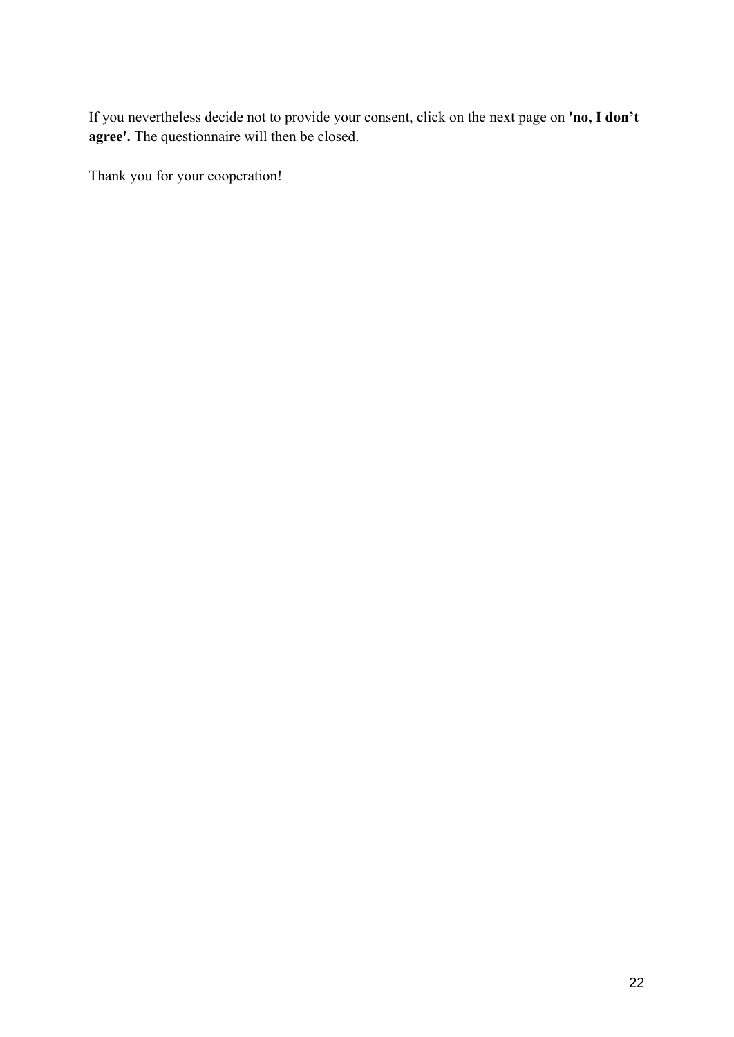If you nevertheless decide not to provide your consent, click on the next page on **'no, I don't agree'.** The questionnaire will then be closed.

Thank you for your cooperation!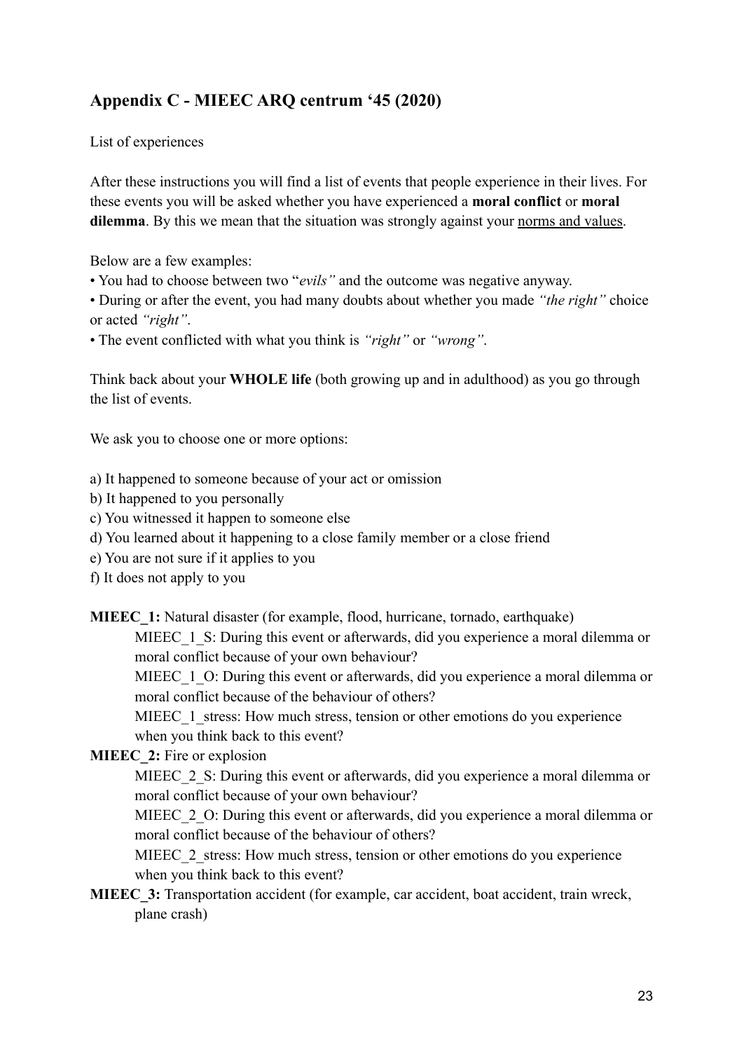## Appendix C - MIEEC ARQ centrum '45 (2020)

List of experiences

After these instructions you will find a list of events that people experience in their lives. For these events you will be asked whether you have experienced a **moral conflict** or **moral dilemma**. By this we mean that the situation was strongly against your <u>norms and values</u>.

Below are a few examples:

- You had to choose between two "*evils"* and the outcome was negative anyway.
- During or after the event, you had many doubts about whether you made *"the right"* choice or acted *"right"*.
- The event conflicted with what you think is *"right"* or *"wrong"*.

Think back about your **WHOLE life** (both growing up and in adulthood) as you go through the list of events.

We ask you to choose one or more options:

a) It happened to someone because of your act or omission
b) It happened to you personally
c) You witnessed it happen to someone else
d) You learned about it happening to a close family member or a close friend
e) You are not sure if it applies to you
f) It does not apply to you

**MIEEC_1:** Natural disaster (for example, flood, hurricane, tornado, earthquake)

MIEEC_1_S: During this event or afterwards, did you experience a moral dilemma or moral conflict because of your own behaviour?

MIEEC_1_O: During this event or afterwards, did you experience a moral dilemma or moral conflict because of the behaviour of others?

MIEEC_1_stress: How much stress, tension or other emotions do you experience when you think back to this event?

**MIEEC_2:** Fire or explosion

MIEEC_2_S: During this event or afterwards, did you experience a moral dilemma or moral conflict because of your own behaviour?

MIEEC_2_O: During this event or afterwards, did you experience a moral dilemma or moral conflict because of the behaviour of others?

MIEEC_2_stress: How much stress, tension or other emotions do you experience when you think back to this event?

**MIEEC_3:** Transportation accident (for example, car accident, boat accident, train wreck, plane crash)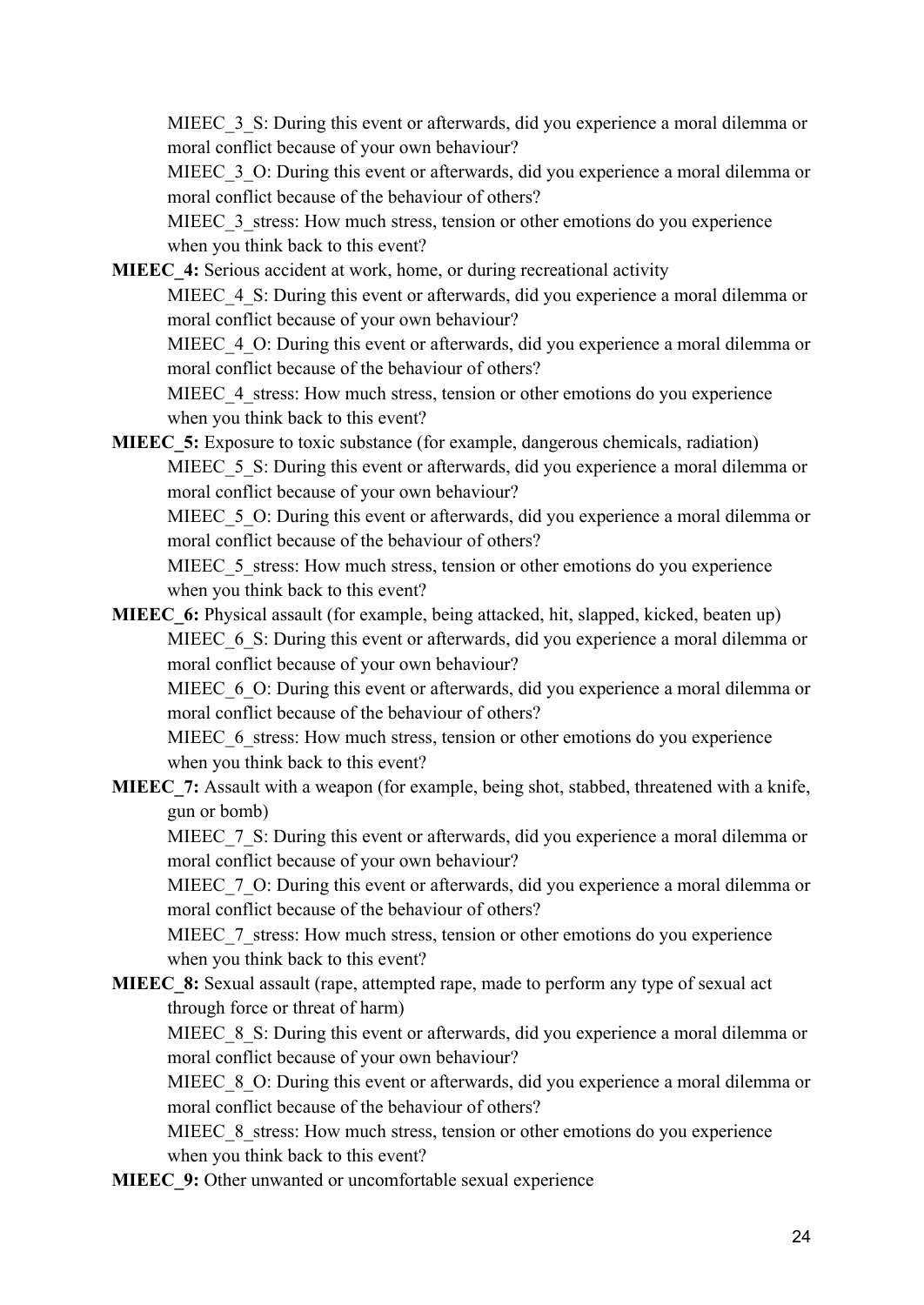MIEEC_3_S: During this event or afterwards, did you experience a moral dilemma or moral conflict because of your own behaviour?

MIEEC_3_O: During this event or afterwards, did you experience a moral dilemma or moral conflict because of the behaviour of others?

MIEEC_3_stress: How much stress, tension or other emotions do you experience when you think back to this event?

**MIEEC_4:** Serious accident at work, home, or during recreational activity

MIEEC_4_S: During this event or afterwards, did you experience a moral dilemma or moral conflict because of your own behaviour?

MIEEC_4_O: During this event or afterwards, did you experience a moral dilemma or moral conflict because of the behaviour of others?

MIEEC_4_stress: How much stress, tension or other emotions do you experience when you think back to this event?

**MIEEC_5:** Exposure to toxic substance (for example, dangerous chemicals, radiation)

MIEEC_5_S: During this event or afterwards, did you experience a moral dilemma or moral conflict because of your own behaviour?

MIEEC_5_O: During this event or afterwards, did you experience a moral dilemma or moral conflict because of the behaviour of others?

MIEEC_5_stress: How much stress, tension or other emotions do you experience when you think back to this event?

**MIEEC_6:** Physical assault (for example, being attacked, hit, slapped, kicked, beaten up)

MIEEC_6_S: During this event or afterwards, did you experience a moral dilemma or moral conflict because of your own behaviour?

MIEEC_6_O: During this event or afterwards, did you experience a moral dilemma or moral conflict because of the behaviour of others?

MIEEC_6_stress: How much stress, tension or other emotions do you experience when you think back to this event?

**MIEEC_7:** Assault with a weapon (for example, being shot, stabbed, threatened with a knife, gun or bomb)

MIEEC_7_S: During this event or afterwards, did you experience a moral dilemma or moral conflict because of your own behaviour?

MIEEC_7_O: During this event or afterwards, did you experience a moral dilemma or moral conflict because of the behaviour of others?

MIEEC_7_stress: How much stress, tension or other emotions do you experience when you think back to this event?

**MIEEC_8:** Sexual assault (rape, attempted rape, made to perform any type of sexual act through force or threat of harm)

MIEEC_8_S: During this event or afterwards, did you experience a moral dilemma or moral conflict because of your own behaviour?

MIEEC_8_O: During this event or afterwards, did you experience a moral dilemma or moral conflict because of the behaviour of others?

MIEEC_8_stress: How much stress, tension or other emotions do you experience when you think back to this event?

**MIEEC_9:** Other unwanted or uncomfortable sexual experience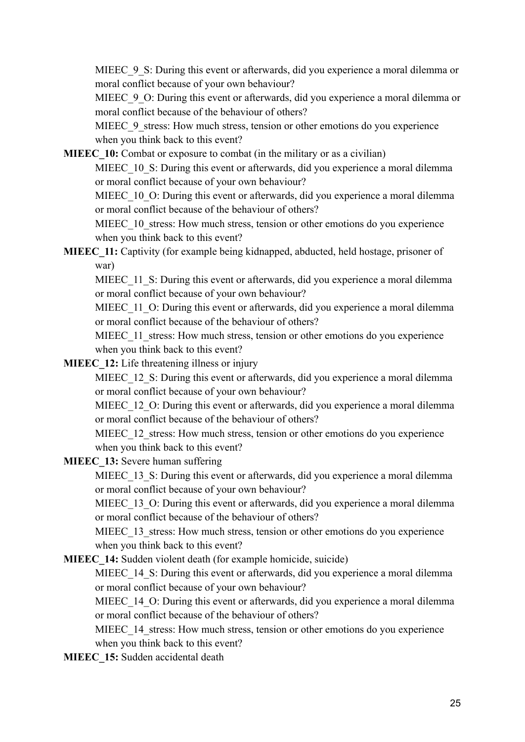MIEEC_9_S: During this event or afterwards, did you experience a moral dilemma or moral conflict because of your own behaviour?

MIEEC_9_O: During this event or afterwards, did you experience a moral dilemma or moral conflict because of the behaviour of others?

MIEEC_9_stress: How much stress, tension or other emotions do you experience when you think back to this event?

**MIEEC_10:** Combat or exposure to combat (in the military or as a civilian)

MIEEC_10_S: During this event or afterwards, did you experience a moral dilemma or moral conflict because of your own behaviour?

MIEEC_10_O: During this event or afterwards, did you experience a moral dilemma or moral conflict because of the behaviour of others?

MIEEC_10_stress: How much stress, tension or other emotions do you experience when you think back to this event?

**MIEEC_11:** Captivity (for example being kidnapped, abducted, held hostage, prisoner of war)

MIEEC_11_S: During this event or afterwards, did you experience a moral dilemma or moral conflict because of your own behaviour?

MIEEC_11_O: During this event or afterwards, did you experience a moral dilemma or moral conflict because of the behaviour of others?

MIEEC_11_stress: How much stress, tension or other emotions do you experience when you think back to this event?

**MIEEC_12:** Life threatening illness or injury

MIEEC_12_S: During this event or afterwards, did you experience a moral dilemma or moral conflict because of your own behaviour?

MIEEC_12_O: During this event or afterwards, did you experience a moral dilemma or moral conflict because of the behaviour of others?

MIEEC_12_stress: How much stress, tension or other emotions do you experience when you think back to this event?

**MIEEC_13:** Severe human suffering

MIEEC_13_S: During this event or afterwards, did you experience a moral dilemma or moral conflict because of your own behaviour?

MIEEC_13_O: During this event or afterwards, did you experience a moral dilemma or moral conflict because of the behaviour of others?

MIEEC_13_stress: How much stress, tension or other emotions do you experience when you think back to this event?

**MIEEC_14:** Sudden violent death (for example homicide, suicide)

MIEEC_14_S: During this event or afterwards, did you experience a moral dilemma or moral conflict because of your own behaviour?

MIEEC_14_O: During this event or afterwards, did you experience a moral dilemma or moral conflict because of the behaviour of others?

MIEEC_14_stress: How much stress, tension or other emotions do you experience when you think back to this event?

**MIEEC_15:** Sudden accidental death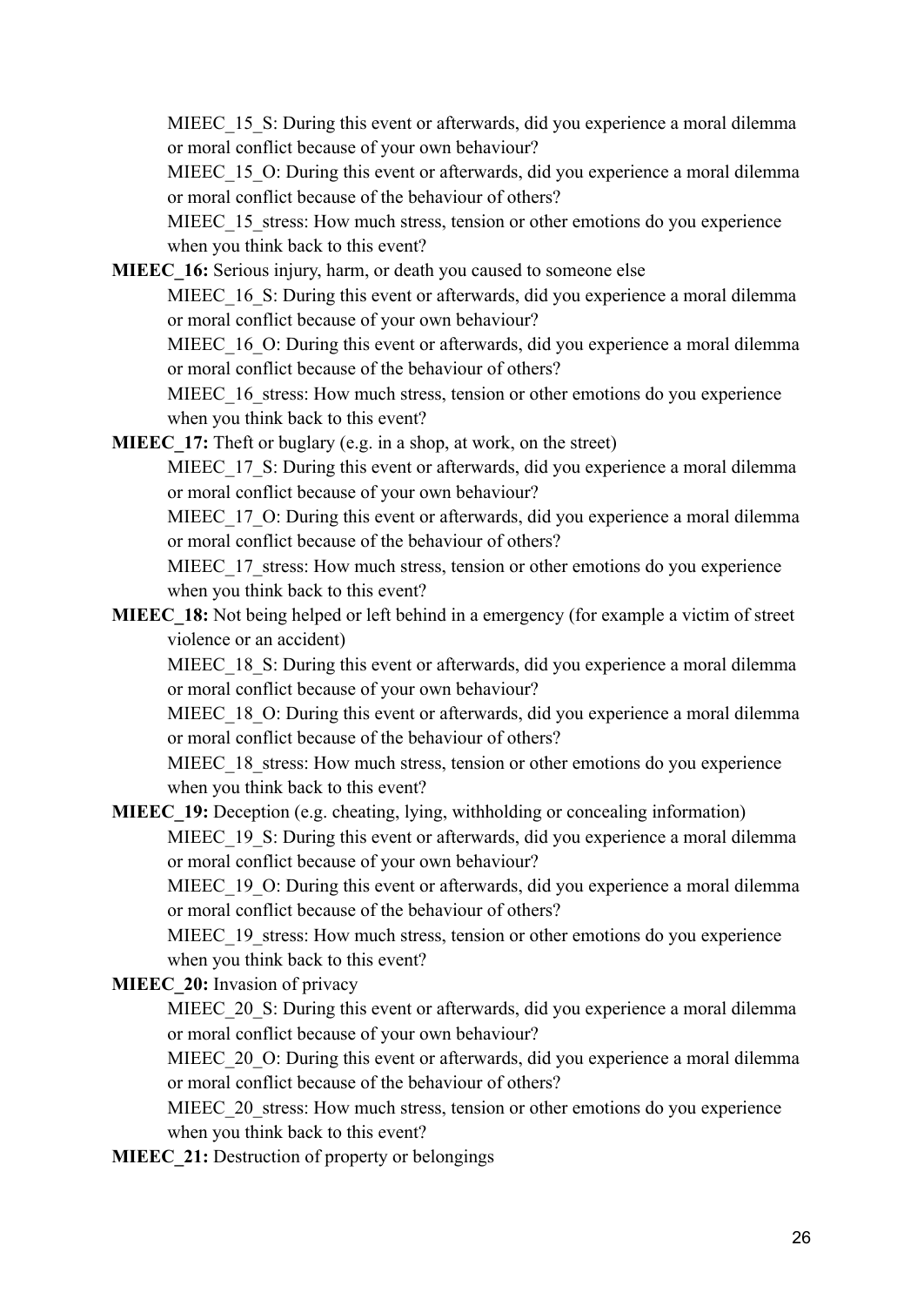MIEEC_15_S: During this event or afterwards, did you experience a moral dilemma or moral conflict because of your own behaviour?

MIEEC_15_O: During this event or afterwards, did you experience a moral dilemma or moral conflict because of the behaviour of others?

MIEEC_15_stress: How much stress, tension or other emotions do you experience when you think back to this event?

**MIEEC_16:** Serious injury, harm, or death you caused to someone else

MIEEC_16_S: During this event or afterwards, did you experience a moral dilemma or moral conflict because of your own behaviour?

MIEEC_16_O: During this event or afterwards, did you experience a moral dilemma or moral conflict because of the behaviour of others?

MIEEC_16_stress: How much stress, tension or other emotions do you experience when you think back to this event?

**MIEEC_17:** Theft or buglary (e.g. in a shop, at work, on the street)

MIEEC_17_S: During this event or afterwards, did you experience a moral dilemma or moral conflict because of your own behaviour?

MIEEC_17_O: During this event or afterwards, did you experience a moral dilemma or moral conflict because of the behaviour of others?

MIEEC_17_stress: How much stress, tension or other emotions do you experience when you think back to this event?

**MIEEC_18:** Not being helped or left behind in a emergency (for example a victim of street violence or an accident)

MIEEC_18_S: During this event or afterwards, did you experience a moral dilemma or moral conflict because of your own behaviour?

MIEEC_18_O: During this event or afterwards, did you experience a moral dilemma or moral conflict because of the behaviour of others?

MIEEC_18_stress: How much stress, tension or other emotions do you experience when you think back to this event?

**MIEEC_19:** Deception (e.g. cheating, lying, withholding or concealing information)

MIEEC_19_S: During this event or afterwards, did you experience a moral dilemma or moral conflict because of your own behaviour?

MIEEC_19_O: During this event or afterwards, did you experience a moral dilemma or moral conflict because of the behaviour of others?

MIEEC_19_stress: How much stress, tension or other emotions do you experience when you think back to this event?

**MIEEC_20:** Invasion of privacy

MIEEC_20_S: During this event or afterwards, did you experience a moral dilemma or moral conflict because of your own behaviour?

MIEEC_20_O: During this event or afterwards, did you experience a moral dilemma or moral conflict because of the behaviour of others?

MIEEC_20_stress: How much stress, tension or other emotions do you experience when you think back to this event?

**MIEEC_21:** Destruction of property or belongings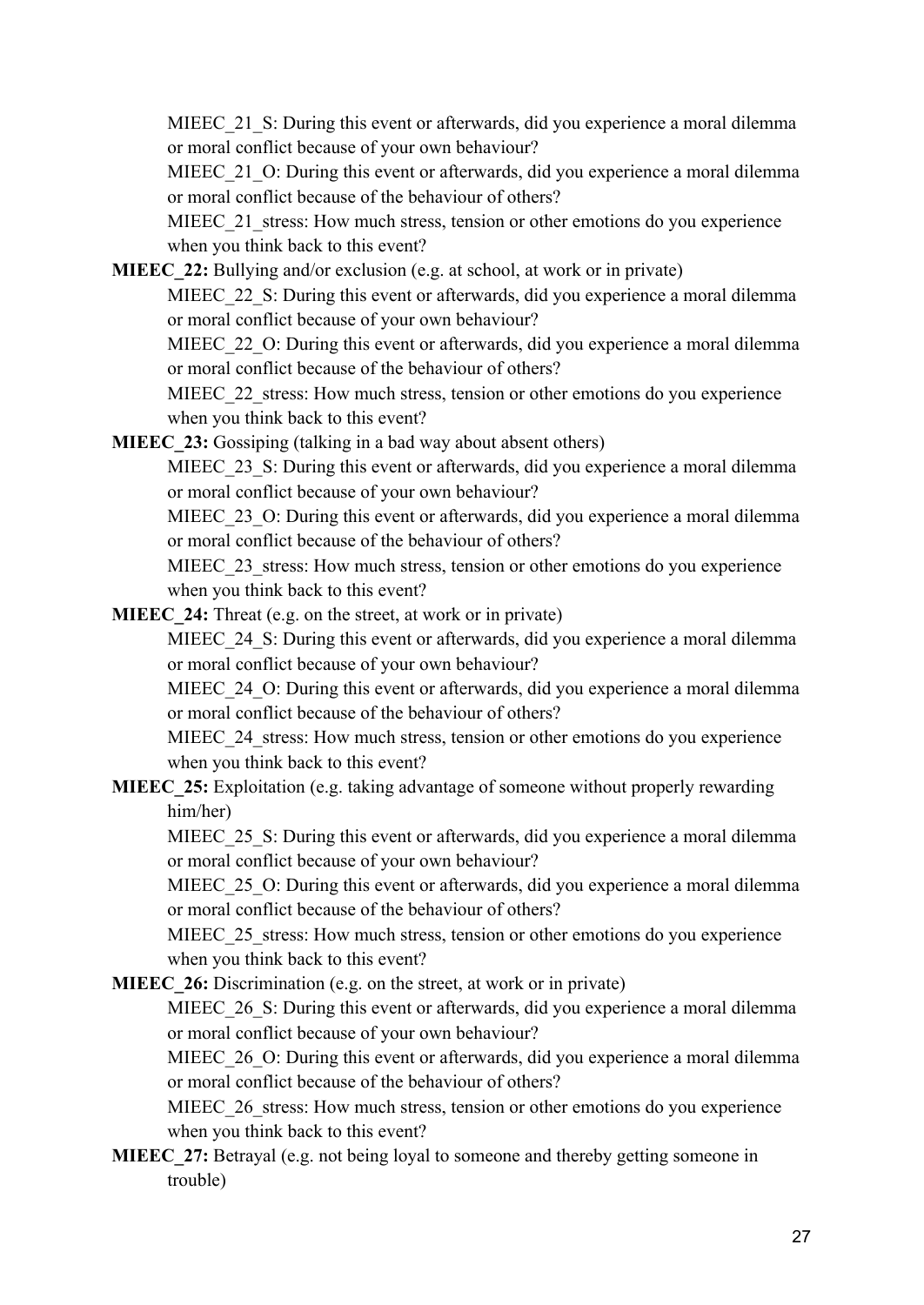MIEEC_21_S: During this event or afterwards, did you experience a moral dilemma or moral conflict because of your own behaviour?

MIEEC_21_O: During this event or afterwards, did you experience a moral dilemma or moral conflict because of the behaviour of others?

MIEEC_21_stress: How much stress, tension or other emotions do you experience when you think back to this event?

**MIEEC_22:** Bullying and/or exclusion (e.g. at school, at work or in private)

MIEEC_22_S: During this event or afterwards, did you experience a moral dilemma or moral conflict because of your own behaviour?

MIEEC_22_O: During this event or afterwards, did you experience a moral dilemma or moral conflict because of the behaviour of others?

MIEEC_22_stress: How much stress, tension or other emotions do you experience when you think back to this event?

**MIEEC_23:** Gossiping (talking in a bad way about absent others)

MIEEC_23_S: During this event or afterwards, did you experience a moral dilemma or moral conflict because of your own behaviour?

MIEEC_23_O: During this event or afterwards, did you experience a moral dilemma or moral conflict because of the behaviour of others?

MIEEC_23_stress: How much stress, tension or other emotions do you experience when you think back to this event?

**MIEEC_24:** Threat (e.g. on the street, at work or in private)

MIEEC_24_S: During this event or afterwards, did you experience a moral dilemma or moral conflict because of your own behaviour?

MIEEC_24_O: During this event or afterwards, did you experience a moral dilemma or moral conflict because of the behaviour of others?

MIEEC_24_stress: How much stress, tension or other emotions do you experience when you think back to this event?

**MIEEC_25:** Exploitation (e.g. taking advantage of someone without properly rewarding him/her)

MIEEC_25_S: During this event or afterwards, did you experience a moral dilemma or moral conflict because of your own behaviour?

MIEEC_25_O: During this event or afterwards, did you experience a moral dilemma or moral conflict because of the behaviour of others?

MIEEC_25_stress: How much stress, tension or other emotions do you experience when you think back to this event?

**MIEEC_26:** Discrimination (e.g. on the street, at work or in private)

MIEEC_26_S: During this event or afterwards, did you experience a moral dilemma or moral conflict because of your own behaviour?

MIEEC_26_O: During this event or afterwards, did you experience a moral dilemma or moral conflict because of the behaviour of others?

MIEEC_26_stress: How much stress, tension or other emotions do you experience when you think back to this event?

**MIEEC_27:** Betrayal (e.g. not being loyal to someone and thereby getting someone in trouble)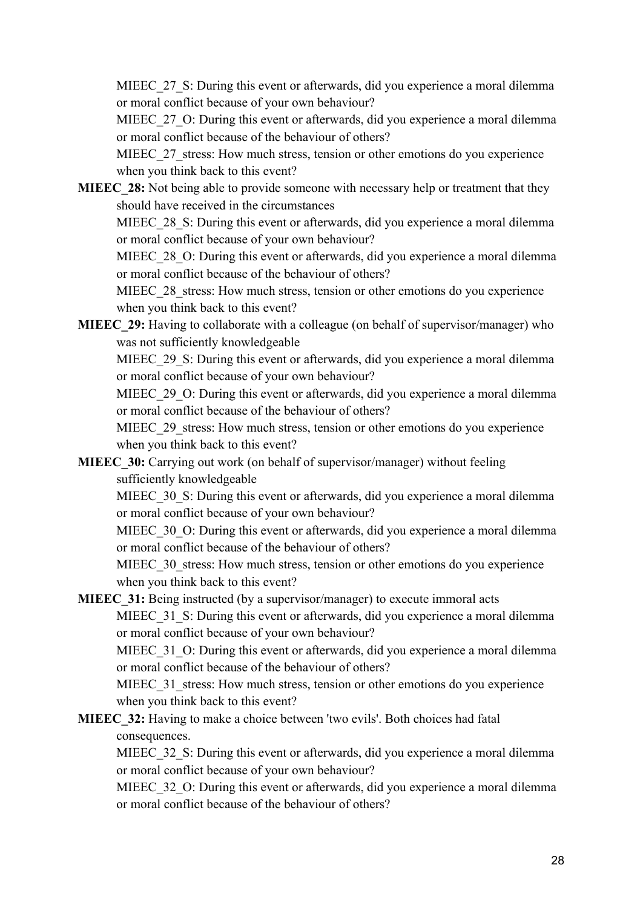MIEEC_27_S: During this event or afterwards, did you experience a moral dilemma or moral conflict because of your own behaviour?

MIEEC_27_O: During this event or afterwards, did you experience a moral dilemma or moral conflict because of the behaviour of others?

MIEEC_27_stress: How much stress, tension or other emotions do you experience when you think back to this event?

**MIEEC_28:** Not being able to provide someone with necessary help or treatment that they should have received in the circumstances

MIEEC_28_S: During this event or afterwards, did you experience a moral dilemma or moral conflict because of your own behaviour?

MIEEC_28_O: During this event or afterwards, did you experience a moral dilemma or moral conflict because of the behaviour of others?

MIEEC_28_stress: How much stress, tension or other emotions do you experience when you think back to this event?

**MIEEC_29:** Having to collaborate with a colleague (on behalf of supervisor/manager) who was not sufficiently knowledgeable

MIEEC_29_S: During this event or afterwards, did you experience a moral dilemma or moral conflict because of your own behaviour?

MIEEC_29_O: During this event or afterwards, did you experience a moral dilemma or moral conflict because of the behaviour of others?

MIEEC_29_stress: How much stress, tension or other emotions do you experience when you think back to this event?

**MIEEC_30:** Carrying out work (on behalf of supervisor/manager) without feeling sufficiently knowledgeable

MIEEC_30_S: During this event or afterwards, did you experience a moral dilemma or moral conflict because of your own behaviour?

MIEEC_30_O: During this event or afterwards, did you experience a moral dilemma or moral conflict because of the behaviour of others?

MIEEC_30_stress: How much stress, tension or other emotions do you experience when you think back to this event?

**MIEEC_31:** Being instructed (by a supervisor/manager) to execute immoral acts

MIEEC_31_S: During this event or afterwards, did you experience a moral dilemma or moral conflict because of your own behaviour?

MIEEC_31_O: During this event or afterwards, did you experience a moral dilemma or moral conflict because of the behaviour of others?

MIEEC_31_stress: How much stress, tension or other emotions do you experience when you think back to this event?

**MIEEC_32:** Having to make a choice between 'two evils'. Both choices had fatal consequences.

MIEEC_32_S: During this event or afterwards, did you experience a moral dilemma or moral conflict because of your own behaviour?

MIEEC_32_O: During this event or afterwards, did you experience a moral dilemma or moral conflict because of the behaviour of others?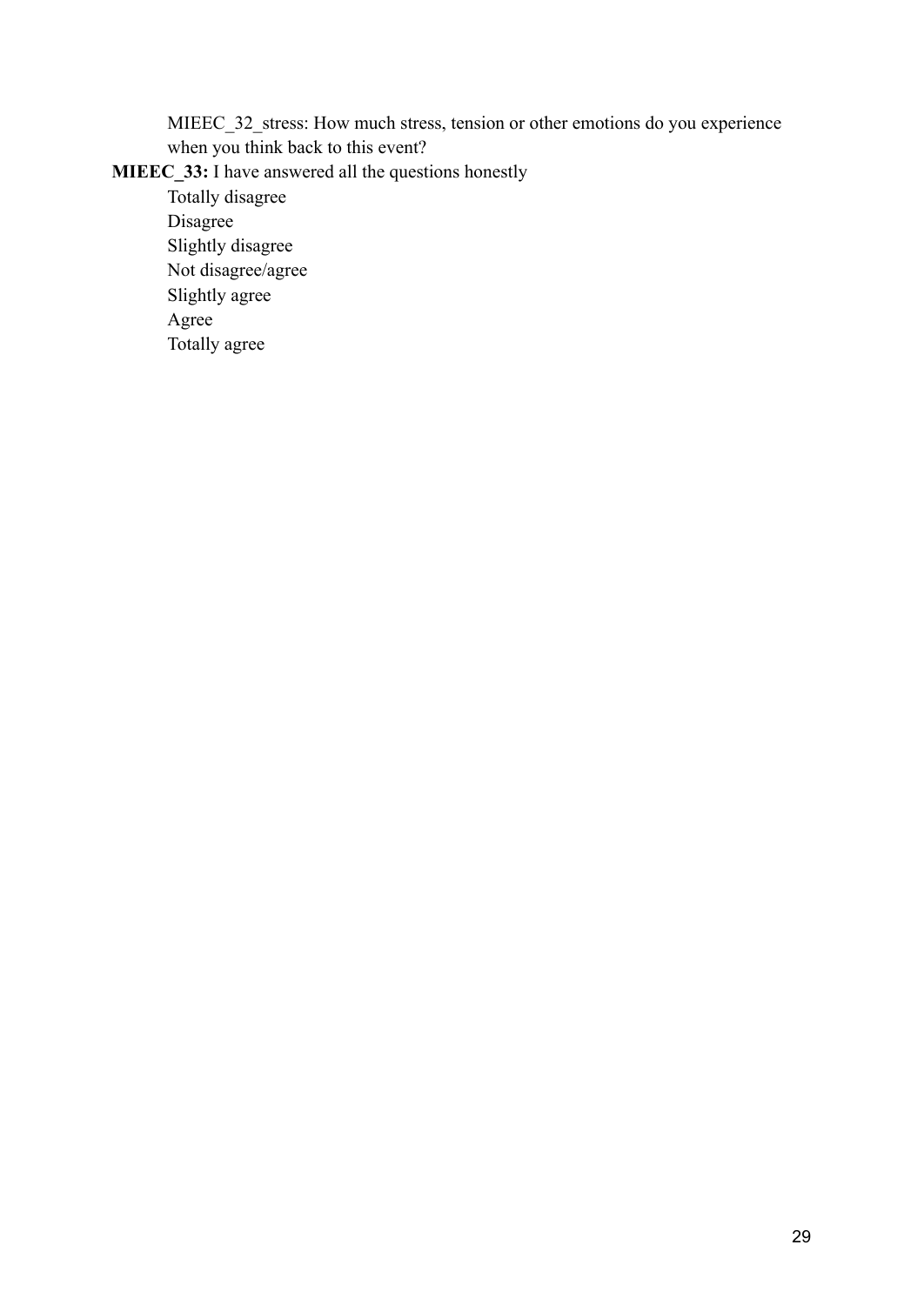MIEEC_32_stress: How much stress, tension or other emotions do you experience when you think back to this event?

**MIEEC_33:** I have answered all the questions honestly

Totally disagree
Disagree
Slightly disagree
Not disagree/agree
Slightly agree
Agree
Totally agree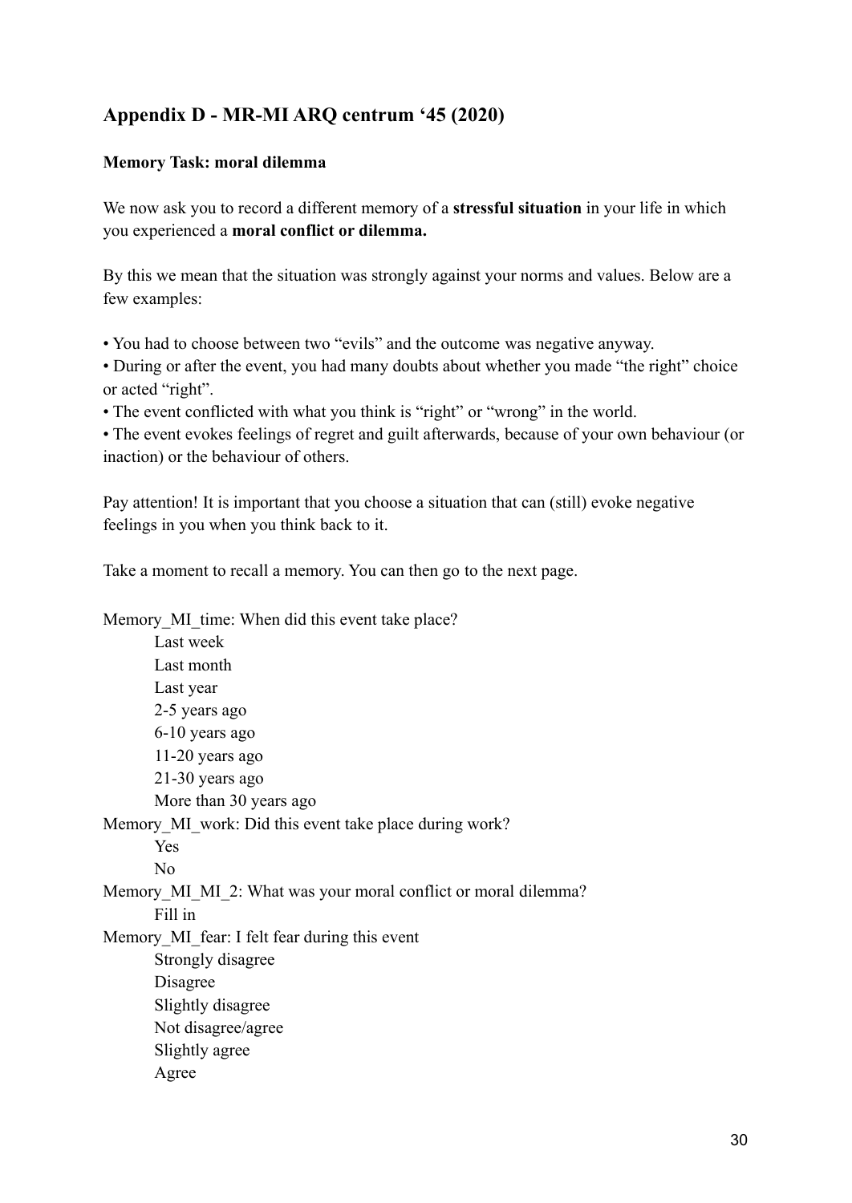## Appendix D - MR-MI ARQ centrum '45 (2020)

**Memory Task: moral dilemma**

We now ask you to record a different memory of a **stressful situation** in your life in which you experienced a **moral conflict or dilemma.**

By this we mean that the situation was strongly against your norms and values. Below are a few examples:

• You had to choose between two "evils" and the outcome was negative anyway.
• During or after the event, you had many doubts about whether you made "the right" choice or acted "right".
• The event conflicted with what you think is "right" or "wrong" in the world.
• The event evokes feelings of regret and guilt afterwards, because of your own behaviour (or inaction) or the behaviour of others.

Pay attention! It is important that you choose a situation that can (still) evoke negative feelings in you when you think back to it.

Take a moment to recall a memory. You can then go to the next page.

Memory_MI_time: When did this event take place?
    Last week
    Last month
    Last year
    2-5 years ago
    6-10 years ago
    11-20 years ago
    21-30 years ago
    More than 30 years ago
Memory_MI_work: Did this event take place during work?
    Yes
    No
Memory_MI_MI_2: What was your moral conflict or moral dilemma?
    Fill in
Memory_MI_fear: I felt fear during this event
    Strongly disagree
    Disagree
    Slightly disagree
    Not disagree/agree
    Slightly agree
    Agree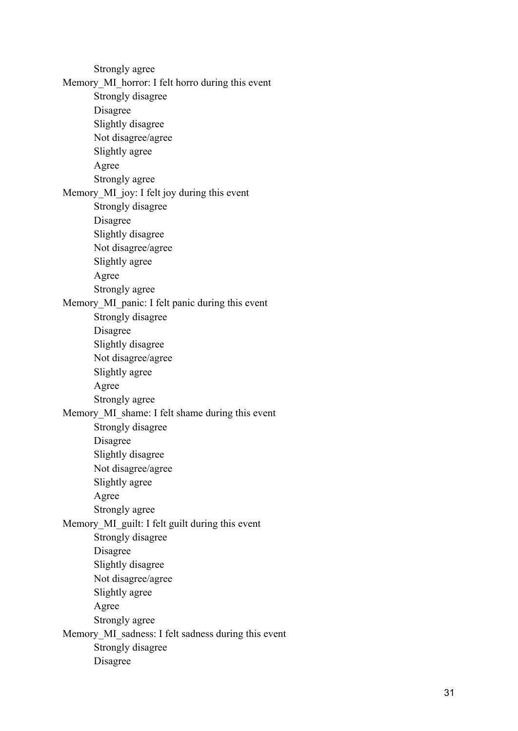Strongly agree

Memory_MI_horror: I felt horro during this event

    Strongly disagree
    Disagree
    Slightly disagree
    Not disagree/agree
    Slightly agree
    Agree
    Strongly agree

Memory_MI_joy: I felt joy during this event

    Strongly disagree
    Disagree
    Slightly disagree
    Not disagree/agree
    Slightly agree
    Agree
    Strongly agree

Memory_MI_panic: I felt panic during this event

    Strongly disagree
    Disagree
    Slightly disagree
    Not disagree/agree
    Slightly agree
    Agree
    Strongly agree

Memory_MI_shame: I felt shame during this event

    Strongly disagree
    Disagree
    Slightly disagree
    Not disagree/agree
    Slightly agree
    Agree
    Strongly agree

Memory_MI_guilt: I felt guilt during this event

    Strongly disagree
    Disagree
    Slightly disagree
    Not disagree/agree
    Slightly agree
    Agree
    Strongly agree

Memory_MI_sadness: I felt sadness during this event

    Strongly disagree
    Disagree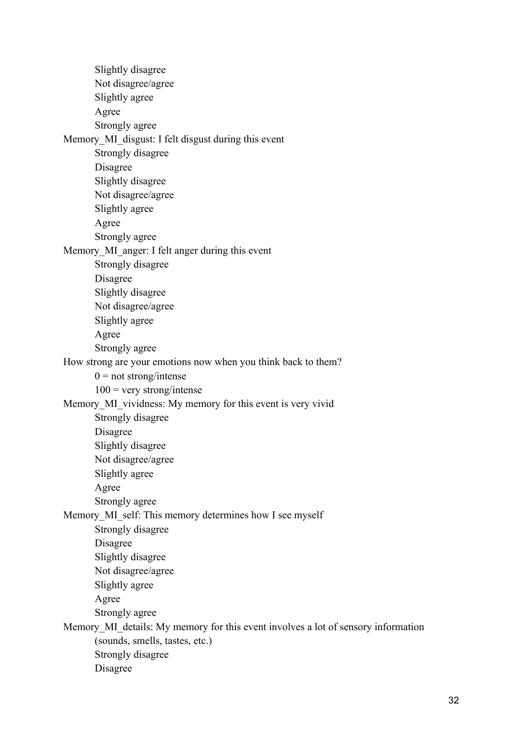Slightly disagree
    Not disagree/agree
    Slightly agree
    Agree
    Strongly agree

Memory_MI_disgust: I felt disgust during this event

    Strongly disagree
    Disagree
    Slightly disagree
    Not disagree/agree
    Slightly agree
    Agree
    Strongly agree

Memory_MI_anger: I felt anger during this event

    Strongly disagree
    Disagree
    Slightly disagree
    Not disagree/agree
    Slightly agree
    Agree
    Strongly agree

How strong are your emotions now when you think back to them?

    0 = not strong/intense
    100 = very strong/intense

Memory_MI_vividness: My memory for this event is very vivid

    Strongly disagree
    Disagree
    Slightly disagree
    Not disagree/agree
    Slightly agree
    Agree
    Strongly agree

Memory_MI_self: This memory determines how I see myself

    Strongly disagree
    Disagree
    Slightly disagree
    Not disagree/agree
    Slightly agree
    Agree
    Strongly agree

Memory_MI_details: My memory for this event involves a lot of sensory information (sounds, smells, tastes, etc.)

    Strongly disagree
    Disagree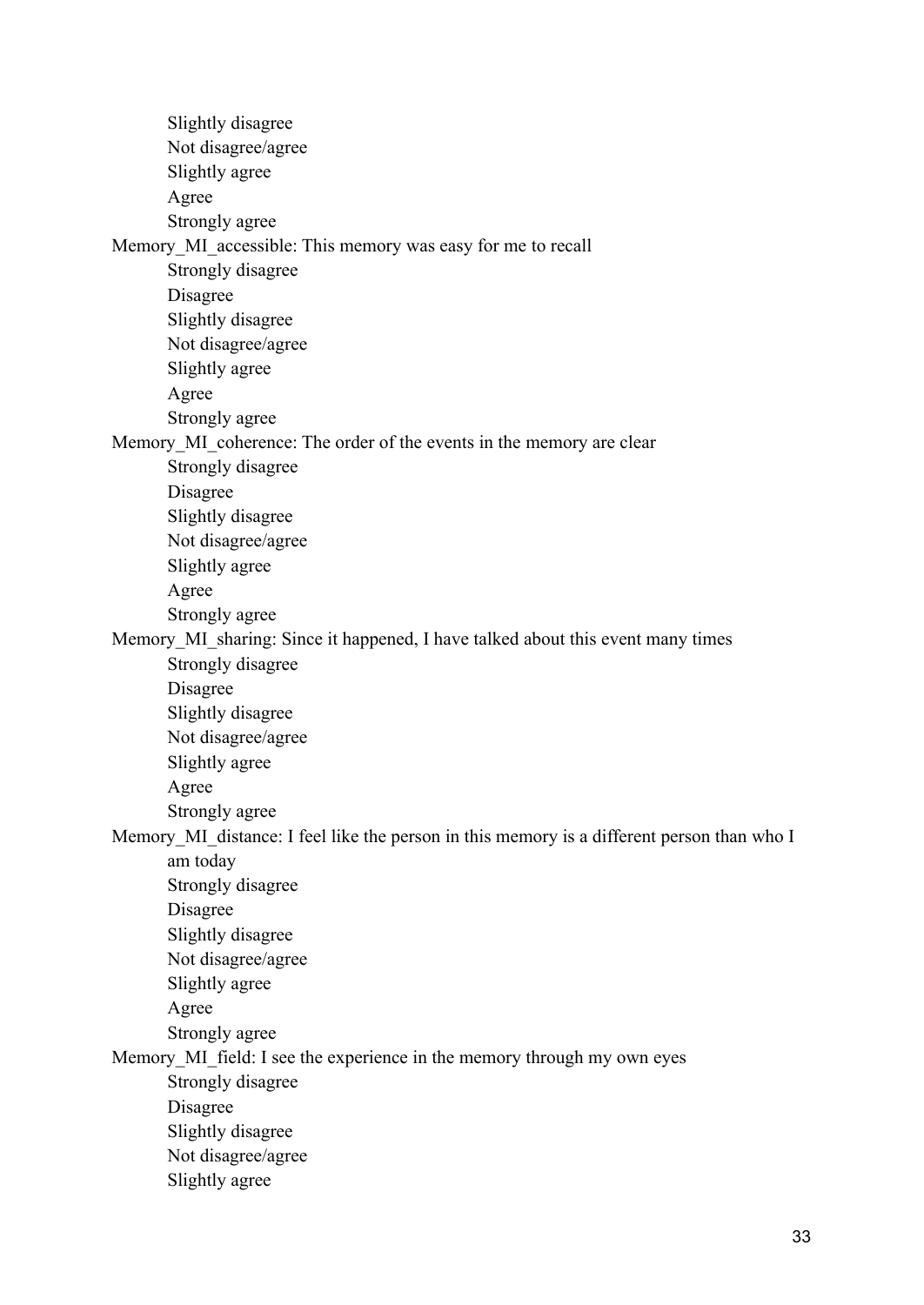Slightly disagree
    Not disagree/agree
    Slightly agree
    Agree
    Strongly agree

Memory_MI_accessible: This memory was easy for me to recall

    Strongly disagree
    Disagree
    Slightly disagree
    Not disagree/agree
    Slightly agree
    Agree
    Strongly agree

Memory_MI_coherence: The order of the events in the memory are clear

    Strongly disagree
    Disagree
    Slightly disagree
    Not disagree/agree
    Slightly agree
    Agree
    Strongly agree

Memory_MI_sharing: Since it happened, I have talked about this event many times

    Strongly disagree
    Disagree
    Slightly disagree
    Not disagree/agree
    Slightly agree
    Agree
    Strongly agree

Memory_MI_distance: I feel like the person in this memory is a different person than who I am today

    Strongly disagree
    Disagree
    Slightly disagree
    Not disagree/agree
    Slightly agree
    Agree
    Strongly agree

Memory_MI_field: I see the experience in the memory through my own eyes

    Strongly disagree
    Disagree
    Slightly disagree
    Not disagree/agree
    Slightly agree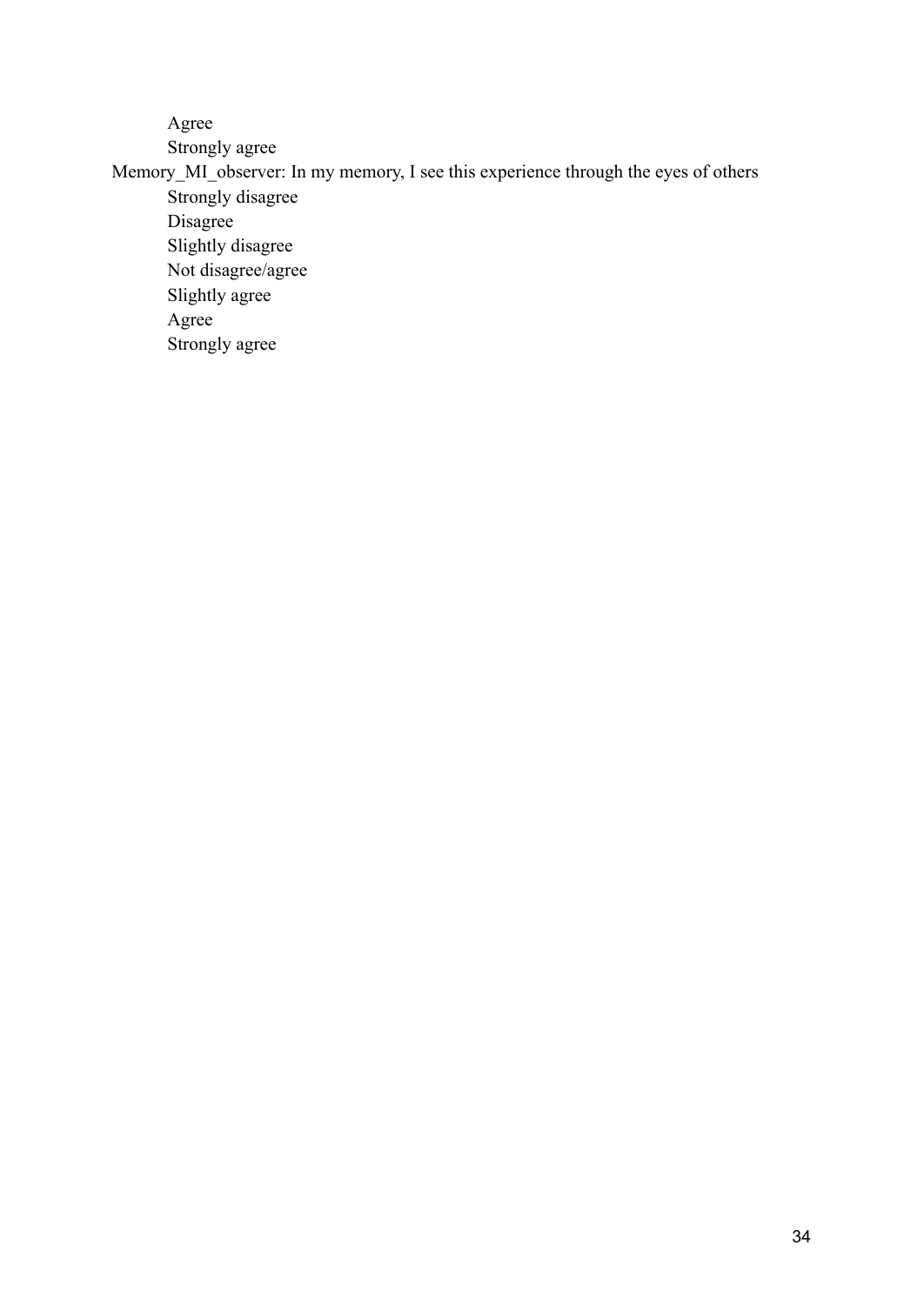Agree
    Strongly agree

Memory_MI_observer: In my memory, I see this experience through the eyes of others

    Strongly disagree
    Disagree
    Slightly disagree
    Not disagree/agree
    Slightly agree
    Agree
    Strongly agree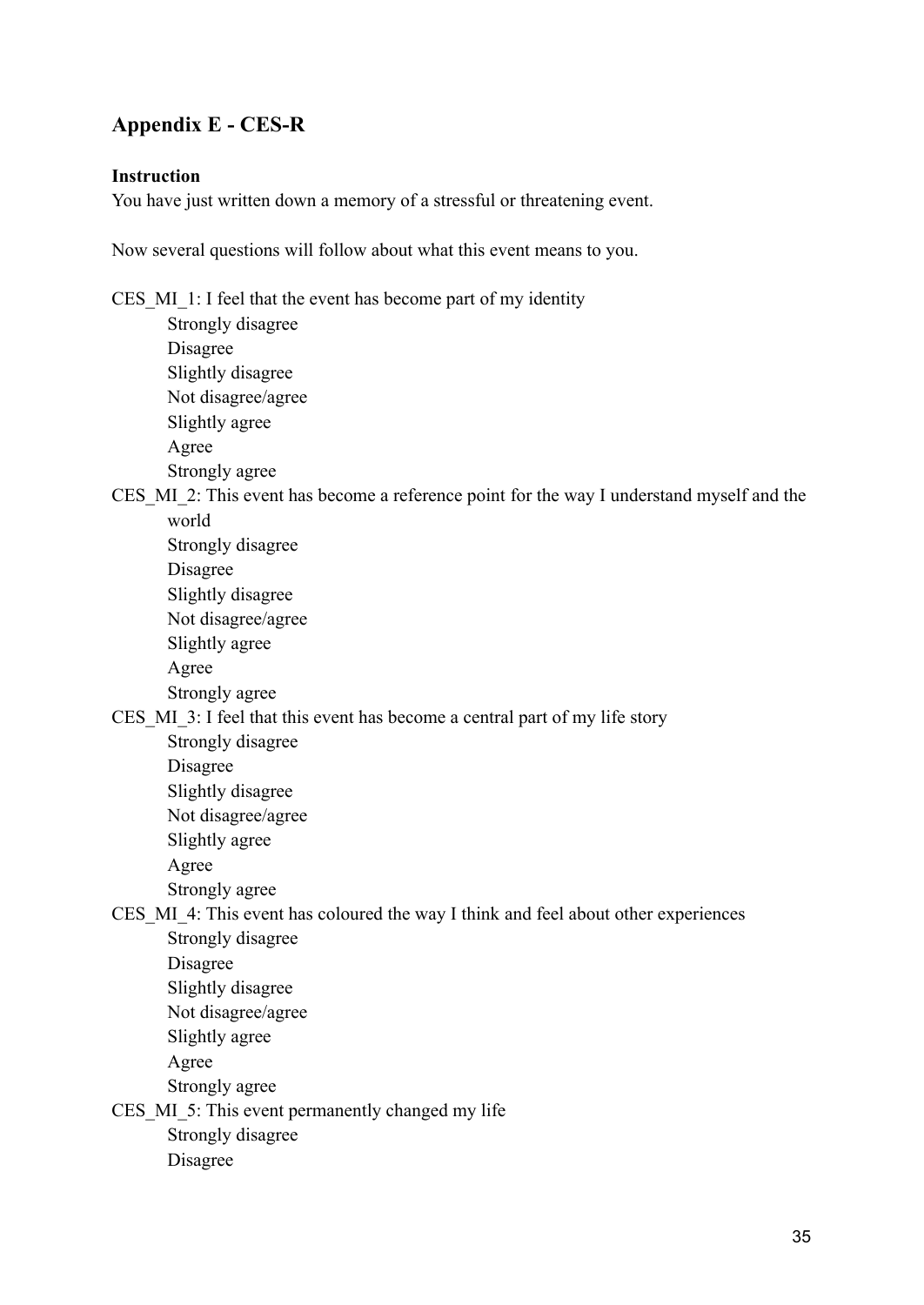## Appendix E - CES-R

**Instruction**

You have just written down a memory of a stressful or threatening event.

Now several questions will follow about what this event means to you.

CES_MI_1: I feel that the event has become part of my identity
- Strongly disagree
- Disagree
- Slightly disagree
- Not disagree/agree
- Slightly agree
- Agree
- Strongly agree

CES_MI_2: This event has become a reference point for the way I understand myself and the world
- Strongly disagree
- Disagree
- Slightly disagree
- Not disagree/agree
- Slightly agree
- Agree
- Strongly agree

CES_MI_3: I feel that this event has become a central part of my life story
- Strongly disagree
- Disagree
- Slightly disagree
- Not disagree/agree
- Slightly agree
- Agree
- Strongly agree

CES_MI_4: This event has coloured the way I think and feel about other experiences
- Strongly disagree
- Disagree
- Slightly disagree
- Not disagree/agree
- Slightly agree
- Agree
- Strongly agree

CES_MI_5: This event permanently changed my life
- Strongly disagree
- Disagree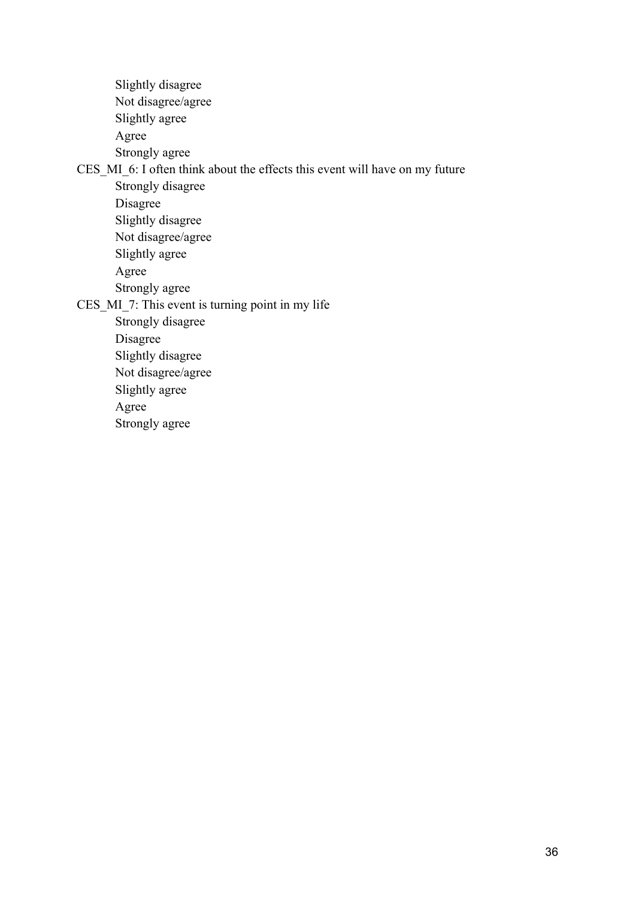Slightly disagree
Not disagree/agree
Slightly agree
Agree
Strongly agree

CES_MI_6: I often think about the effects this event will have on my future

Strongly disagree
Disagree
Slightly disagree
Not disagree/agree
Slightly agree
Agree
Strongly agree

CES_MI_7: This event is turning point in my life

Strongly disagree
Disagree
Slightly disagree
Not disagree/agree
Slightly agree
Agree
Strongly agree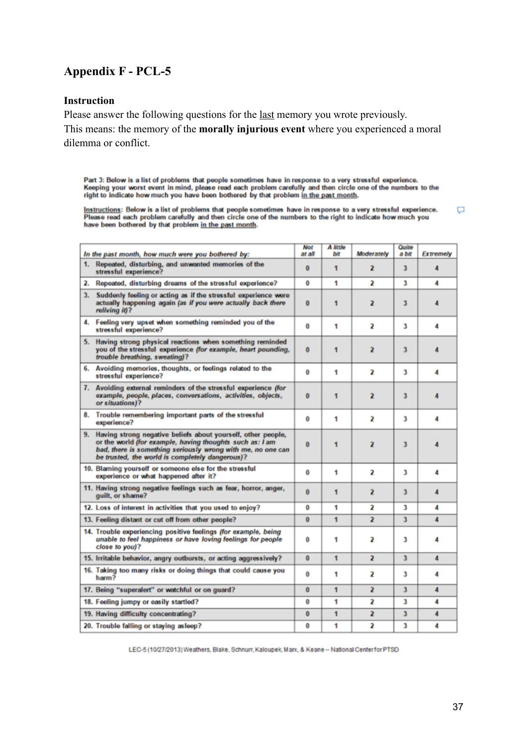## Appendix F - PCL-5

### Instruction

Please answer the following questions for the last memory you wrote previously.
This means: the memory of the **morally injurious event** where you experienced a moral dilemma or conflict.

Part 3: Below is a list of problems that people sometimes have in response to a very stressful experience. Keeping your worst event in mind, please read each problem carefully and then circle one of the numbers to the right to indicate how much you have been bothered by that problem in the past month.

Instructions: Below is a list of problems that people sometimes have in response to a very stressful experience. Please read each problem carefully and then circle one of the numbers to the right to indicate how much you have been bothered by that problem in the past month.

| *In the past month, how much were you bothered by:* | *Not at all* | *A little bit* | *Moderately* | *Quite a bit* | *Extremely* |
|---|---|---|---|---|---|
| 1. Repeated, disturbing, and unwanted memories of the stressful experience? | 0 | 1 | 2 | 3 | 4 |
| 2. Repeated, disturbing dreams of the stressful experience? | 0 | 1 | 2 | 3 | 4 |
| 3. Suddenly feeling or acting as if the stressful experience were actually happening again *(as if you were actually back there reliving it)*? | 0 | 1 | 2 | 3 | 4 |
| 4. Feeling very upset when something reminded you of the stressful experience? | 0 | 1 | 2 | 3 | 4 |
| 5. Having strong physical reactions when something reminded you of the stressful experience *(for example, heart pounding, trouble breathing, sweating)*? | 0 | 1 | 2 | 3 | 4 |
| 6. Avoiding memories, thoughts, or feelings related to the stressful experience? | 0 | 1 | 2 | 3 | 4 |
| 7. Avoiding external reminders of the stressful experience *(for example, people, places, conversations, activities, objects, or situations)*? | 0 | 1 | 2 | 3 | 4 |
| 8. Trouble remembering important parts of the stressful experience? | 0 | 1 | 2 | 3 | 4 |
| 9. Having strong negative beliefs about yourself, other people, or the world *(for example, having thoughts such as: I am bad, there is something seriously wrong with me, no one can be trusted, the world is completely dangerous)*? | 0 | 1 | 2 | 3 | 4 |
| 10. Blaming yourself or someone else for the stressful experience or what happened after it? | 0 | 1 | 2 | 3 | 4 |
| 11. Having strong negative feelings such as fear, horror, anger, guilt, or shame? | 0 | 1 | 2 | 3 | 4 |
| 12. Loss of interest in activities that you used to enjoy? | 0 | 1 | 2 | 3 | 4 |
| 13. Feeling distant or cut off from other people? | 0 | 1 | 2 | 3 | 4 |
| 14. Trouble experiencing positive feelings *(for example, being unable to feel happiness or have loving feelings for people close to you)*? | 0 | 1 | 2 | 3 | 4 |
| 15. Irritable behavior, angry outbursts, or acting aggressively? | 0 | 1 | 2 | 3 | 4 |
| 16. Taking too many risks or doing things that could cause you harm? | 0 | 1 | 2 | 3 | 4 |
| 17. Being "superalert" or watchful or on guard? | 0 | 1 | 2 | 3 | 4 |
| 18. Feeling jumpy or easily startled? | 0 | 1 | 2 | 3 | 4 |
| 19. Having difficulty concentrating? | 0 | 1 | 2 | 3 | 4 |
| 20. Trouble falling or staying asleep? | 0 | 1 | 2 | 3 | 4 |

LEC-5 (10/27/2013) Weathers, Blake, Schnurr, Kaloupek, Marx, & Keane -- National Center for PTSD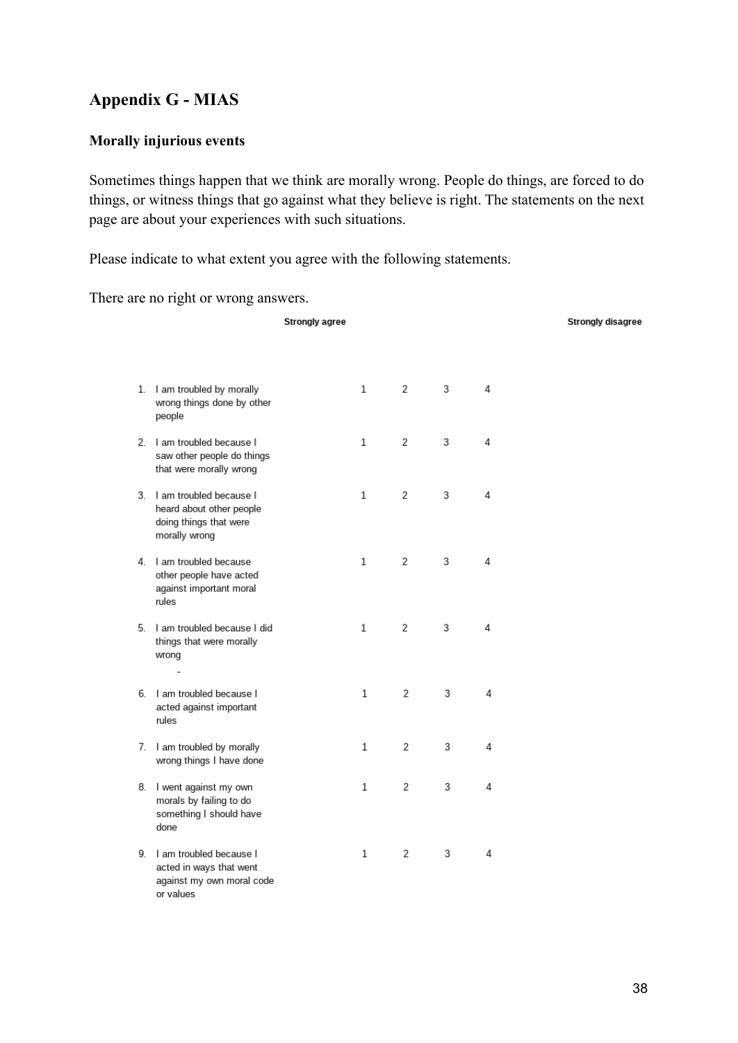## Appendix G - MIAS

### Morally injurious events

Sometimes things happen that we think are morally wrong. People do things, are forced to do things, or witness things that go against what they believe is right. The statements on the next page are about your experiences with such situations.

Please indicate to what extent you agree with the following statements.

There are no right or wrong answers.

| | Strongly agree | | | Strongly disagree |
|---|---|---|---|---|
| 1. I am troubled by morally wrong things done by other people | 1 | 2 | 3 | 4 |
| 2. I am troubled because I saw other people do things that were morally wrong | 1 | 2 | 3 | 4 |
| 3. I am troubled because I heard about other people doing things that were morally wrong | 1 | 2 | 3 | 4 |
| 4. I am troubled because other people have acted against important moral rules | 1 | 2 | 3 | 4 |
| 5. I am troubled because I did things that were morally wrong | 1 | 2 | 3 | 4 |
| 6. I am troubled because I acted against important rules | 1 | 2 | 3 | 4 |
| 7. I am troubled by morally wrong things I have done | 1 | 2 | 3 | 4 |
| 8. I went against my own morals by failing to do something I should have done | 1 | 2 | 3 | 4 |
| 9. I am troubled because I acted in ways that went against my own moral code or values | 1 | 2 | 3 | 4 |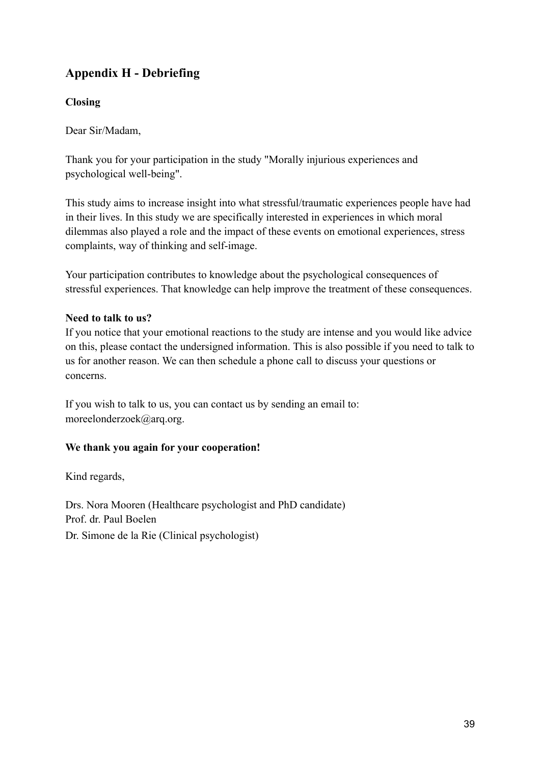## Appendix H - Debriefing

**Closing**

Dear Sir/Madam,

Thank you for your participation in the study "Morally injurious experiences and psychological well-being".

This study aims to increase insight into what stressful/traumatic experiences people have had in their lives. In this study we are specifically interested in experiences in which moral dilemmas also played a role and the impact of these events on emotional experiences, stress complaints, way of thinking and self-image.

Your participation contributes to knowledge about the psychological consequences of stressful experiences. That knowledge can help improve the treatment of these consequences.

**Need to talk to us?**
If you notice that your emotional reactions to the study are intense and you would like advice on this, please contact the undersigned information. This is also possible if you need to talk to us for another reason. We can then schedule a phone call to discuss your questions or concerns.

If you wish to talk to us, you can contact us by sending an email to: moreelonderzoek@arq.org.

**We thank you again for your cooperation!**

Kind regards,

Drs. Nora Mooren (Healthcare psychologist and PhD candidate)
Prof. dr. Paul Boelen
Dr. Simone de la Rie (Clinical psychologist)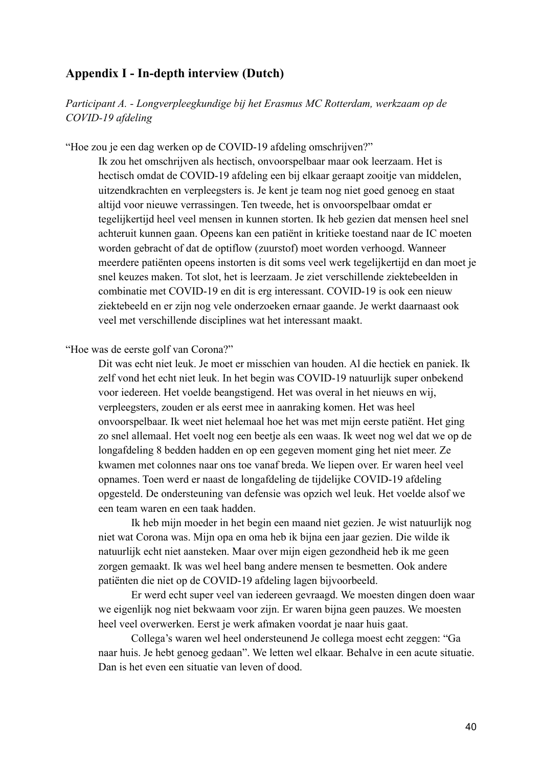## Appendix I - In-depth interview (Dutch)

*Participant A. - Longverpleegkundige bij het Erasmus MC Rotterdam, werkzaam op de COVID-19 afdeling*

"Hoe zou je een dag werken op de COVID-19 afdeling omschrijven?"

Ik zou het omschrijven als hectisch, onvoorspelbaar maar ook leerzaam. Het is hectisch omdat de COVID-19 afdeling een bij elkaar geraapt zooitje van middelen, uitzendkrachten en verpleegsters is. Je kent je team nog niet goed genoeg en staat altijd voor nieuwe verrassingen. Ten tweede, het is onvoorspelbaar omdat er tegelijkertijd heel veel mensen in kunnen storten. Ik heb gezien dat mensen heel snel achteruit kunnen gaan. Opeens kan een patiënt in kritieke toestand naar de IC moeten worden gebracht of dat de optiflow (zuurstof) moet worden verhoogd. Wanneer meerdere patiënten opeens instorten is dit soms veel werk tegelijkertijd en dan moet je snel keuzes maken. Tot slot, het is leerzaam. Je ziet verschillende ziektebeelden in combinatie met COVID-19 en dit is erg interessant. COVID-19 is ook een nieuw ziektebeeld en er zijn nog vele onderzoeken ernaar gaande. Je werkt daarnaast ook veel met verschillende disciplines wat het interessant maakt.

"Hoe was de eerste golf van Corona?"

Dit was echt niet leuk. Je moet er misschien van houden. Al die hectiek en paniek. Ik zelf vond het echt niet leuk. In het begin was COVID-19 natuurlijk super onbekend voor iedereen. Het voelde beangstigend. Het was overal in het nieuws en wij, verpleegsters, zouden er als eerst mee in aanraking komen. Het was heel onvoorspelbaar. Ik weet niet helemaal hoe het was met mijn eerste patiënt. Het ging zo snel allemaal. Het voelt nog een beetje als een waas. Ik weet nog wel dat we op de longafdeling 8 bedden hadden en op een gegeven moment ging het niet meer. Ze kwamen met colonnes naar ons toe vanaf breda. We liepen over. Er waren heel veel opnames. Toen werd er naast de longafdeling de tijdelijke COVID-19 afdeling opgesteld. De ondersteuning van defensie was opzich wel leuk. Het voelde alsof we een team waren en een taak hadden.

Ik heb mijn moeder in het begin een maand niet gezien. Je wist natuurlijk nog niet wat Corona was. Mijn opa en oma heb ik bijna een jaar gezien. Die wilde ik natuurlijk echt niet aansteken. Maar over mijn eigen gezondheid heb ik me geen zorgen gemaakt. Ik was wel heel bang andere mensen te besmetten. Ook andere patiënten die niet op de COVID-19 afdeling lagen bijvoorbeeld.

Er werd echt super veel van iedereen gevraagd. We moesten dingen doen waar we eigenlijk nog niet bekwaam voor zijn. Er waren bijna geen pauzes. We moesten heel veel overwerken. Eerst je werk afmaken voordat je naar huis gaat.

Collega's waren wel heel ondersteunend Je collega moest echt zeggen: "Ga naar huis. Je hebt genoeg gedaan". We letten wel elkaar. Behalve in een acute situatie. Dan is het even een situatie van leven of dood.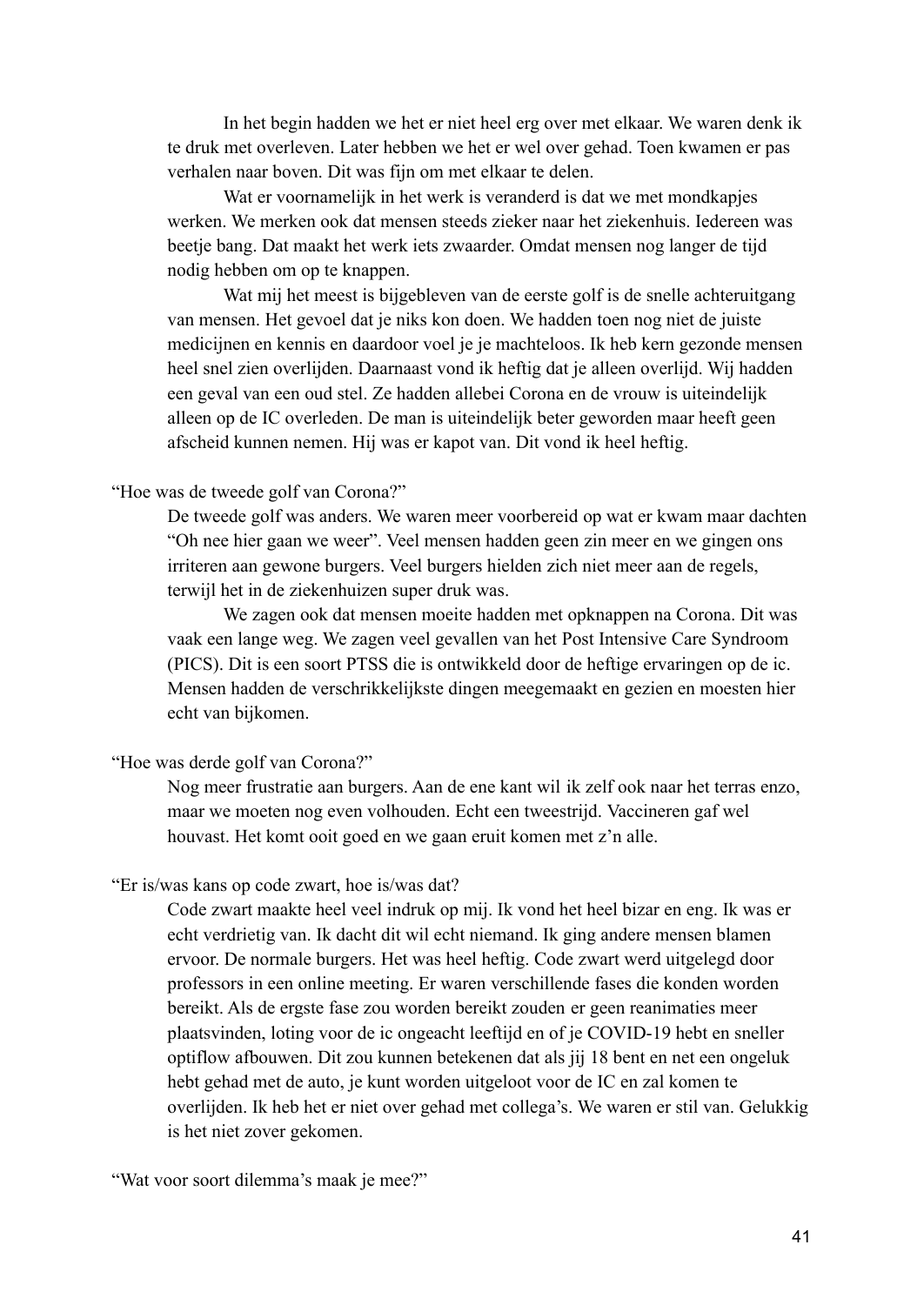In het begin hadden we het er niet heel erg over met elkaar. We waren denk ik te druk met overleven. Later hebben we het er wel over gehad. Toen kwamen er pas verhalen naar boven. Dit was fijn om met elkaar te delen.

Wat er voornamelijk in het werk is veranderd is dat we met mondkapjes werken. We merken ook dat mensen steeds zieker naar het ziekenhuis. Iedereen was beetje bang. Dat maakt het werk iets zwaarder. Omdat mensen nog langer de tijd nodig hebben om op te knappen.

Wat mij het meest is bijgebleven van de eerste golf is de snelle achteruitgang van mensen. Het gevoel dat je niks kon doen. We hadden toen nog niet de juiste medicijnen en kennis en daardoor voel je je machteloos. Ik heb kern gezonde mensen heel snel zien overlijden. Daarnaast vond ik heftig dat je alleen overlijd. Wij hadden een geval van een oud stel. Ze hadden allebei Corona en de vrouw is uiteindelijk alleen op de IC overleden. De man is uiteindelijk beter geworden maar heeft geen afscheid kunnen nemen. Hij was er kapot van. Dit vond ik heel heftig.

"Hoe was de tweede golf van Corona?"

De tweede golf was anders. We waren meer voorbereid op wat er kwam maar dachten "Oh nee hier gaan we weer". Veel mensen hadden geen zin meer en we gingen ons irriteren aan gewone burgers. Veel burgers hielden zich niet meer aan de regels, terwijl het in de ziekenhuizen super druk was.

We zagen ook dat mensen moeite hadden met opknappen na Corona. Dit was vaak een lange weg. We zagen veel gevallen van het Post Intensive Care Syndroom (PICS). Dit is een soort PTSS die is ontwikkeld door de heftige ervaringen op de ic. Mensen hadden de verschrikkelijkste dingen meegemaakt en gezien en moesten hier echt van bijkomen.

"Hoe was derde golf van Corona?"

Nog meer frustratie aan burgers. Aan de ene kant wil ik zelf ook naar het terras enzo, maar we moeten nog even volhouden. Echt een tweestrijd. Vaccineren gaf wel houvast. Het komt ooit goed en we gaan eruit komen met z'n alle.

"Er is/was kans op code zwart, hoe is/was dat?

Code zwart maakte heel veel indruk op mij. Ik vond het heel bizar en eng. Ik was er echt verdrietig van. Ik dacht dit wil echt niemand. Ik ging andere mensen blamen ervoor. De normale burgers. Het was heel heftig. Code zwart werd uitgelegd door professors in een online meeting. Er waren verschillende fases die konden worden bereikt. Als de ergste fase zou worden bereikt zouden er geen reanimaties meer plaatsvinden, loting voor de ic ongeacht leeftijd en of je COVID-19 hebt en sneller optiflow afbouwen. Dit zou kunnen betekenen dat als jij 18 bent en net een ongeluk hebt gehad met de auto, je kunt worden uitgeloot voor de IC en zal komen te overlijden. Ik heb het er niet over gehad met collega's. We waren er stil van. Gelukkig is het niet zover gekomen.

"Wat voor soort dilemma's maak je mee?"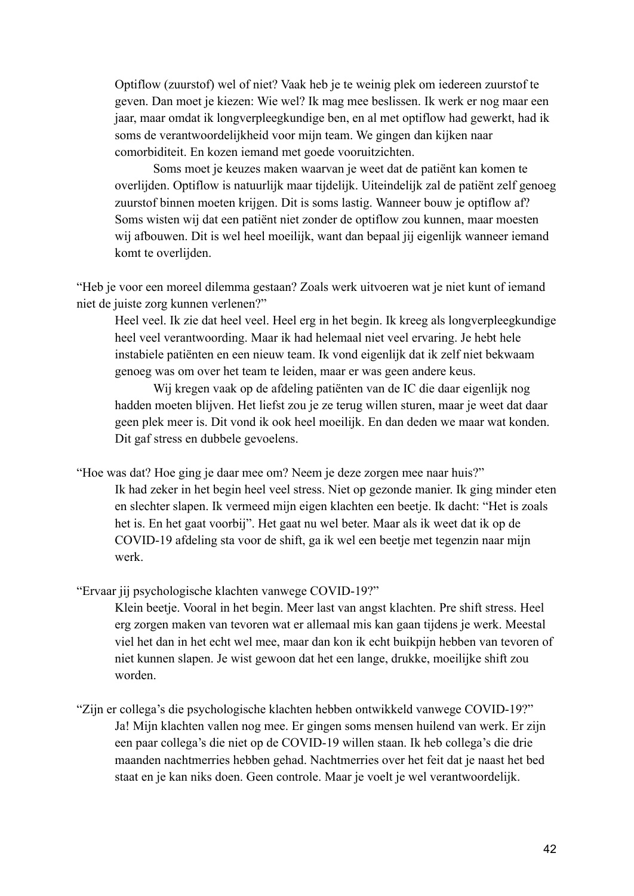Optiflow (zuurstof) wel of niet? Vaak heb je te weinig plek om iedereen zuurstof te geven. Dan moet je kiezen: Wie wel? Ik mag mee beslissen. Ik werk er nog maar een jaar, maar omdat ik longverpleegkundige ben, en al met optiflow had gewerkt, had ik soms de verantwoordelijkheid voor mijn team. We gingen dan kijken naar comorbiditeit. En kozen iemand met goede vooruitzichten.

Soms moet je keuzes maken waarvan je weet dat de patiënt kan komen te overlijden. Optiflow is natuurlijk maar tijdelijk. Uiteindelijk zal de patiënt zelf genoeg zuurstof binnen moeten krijgen. Dit is soms lastig. Wanneer bouw je optiflow af? Soms wisten wij dat een patiënt niet zonder de optiflow zou kunnen, maar moesten wij afbouwen. Dit is wel heel moeilijk, want dan bepaal jij eigenlijk wanneer iemand komt te overlijden.

"Heb je voor een moreel dilemma gestaan? Zoals werk uitvoeren wat je niet kunt of iemand niet de juiste zorg kunnen verlenen?"

Heel veel. Ik zie dat heel veel. Heel erg in het begin. Ik kreeg als longverpleegkundige heel veel verantwoording. Maar ik had helemaal niet veel ervaring. Je hebt hele instabiele patiënten en een nieuw team. Ik vond eigenlijk dat ik zelf niet bekwaam genoeg was om over het team te leiden, maar er was geen andere keus.

Wij kregen vaak op de afdeling patiënten van de IC die daar eigenlijk nog hadden moeten blijven. Het liefst zou je ze terug willen sturen, maar je weet dat daar geen plek meer is. Dit vond ik ook heel moeilijk. En dan deden we maar wat konden. Dit gaf stress en dubbele gevoelens.

"Hoe was dat? Hoe ging je daar mee om? Neem je deze zorgen mee naar huis?"

Ik had zeker in het begin heel veel stress. Niet op gezonde manier. Ik ging minder eten en slechter slapen. Ik vermeed mijn eigen klachten een beetje. Ik dacht: "Het is zoals het is. En het gaat voorbij". Het gaat nu wel beter. Maar als ik weet dat ik op de COVID-19 afdeling sta voor de shift, ga ik wel een beetje met tegenzin naar mijn werk.

"Ervaar jij psychologische klachten vanwege COVID-19?"

Klein beetje. Vooral in het begin. Meer last van angst klachten. Pre shift stress. Heel erg zorgen maken van tevoren wat er allemaal mis kan gaan tijdens je werk. Meestal viel het dan in het echt wel mee, maar dan kon ik echt buikpijn hebben van tevoren of niet kunnen slapen. Je wist gewoon dat het een lange, drukke, moeilijke shift zou worden.

"Zijn er collega's die psychologische klachten hebben ontwikkeld vanwege COVID-19?"

Ja! Mijn klachten vallen nog mee. Er gingen soms mensen huilend van werk. Er zijn een paar collega's die niet op de COVID-19 willen staan. Ik heb collega's die drie maanden nachtmerries hebben gehad. Nachtmerries over het feit dat je naast het bed staat en je kan niks doen. Geen controle. Maar je voelt je wel verantwoordelijk.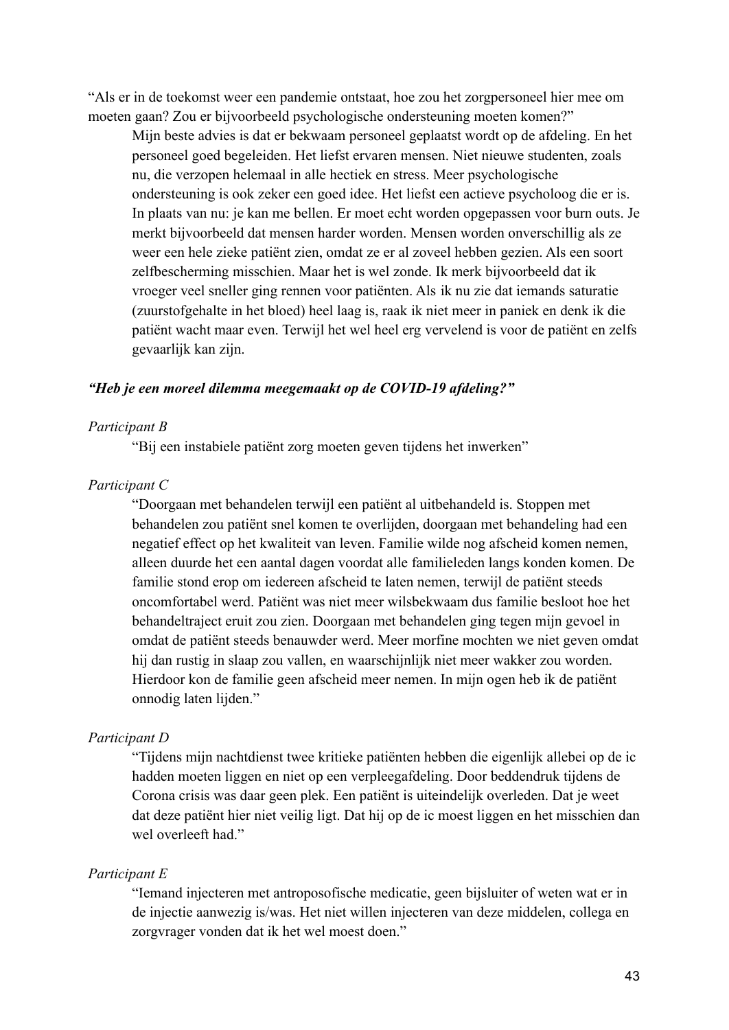“Als er in de toekomst weer een pandemie ontstaat, hoe zou het zorgpersoneel hier mee om moeten gaan? Zou er bijvoorbeeld psychologische ondersteuning moeten komen?”

> Mijn beste advies is dat er bekwaam personeel geplaatst wordt op de afdeling. En het personeel goed begeleiden. Het liefst ervaren mensen. Niet nieuwe studenten, zoals nu, die verzopen helemaal in alle hectiek en stress. Meer psychologische ondersteuning is ook zeker een goed idee. Het liefst een actieve psycholoog die er is. In plaats van nu: je kan me bellen. Er moet echt worden opgepassen voor burn outs. Je merkt bijvoorbeeld dat mensen harder worden. Mensen worden onverschillig als ze weer een hele zieke patiënt zien, omdat ze er al zoveel hebben gezien. Als een soort zelfbescherming misschien. Maar het is wel zonde. Ik merk bijvoorbeeld dat ik vroeger veel sneller ging rennen voor patiënten. Als ik nu zie dat iemands saturatie (zuurstofgehalte in het bloed) heel laag is, raak ik niet meer in paniek en denk ik die patiënt wacht maar even. Terwijl het wel heel erg vervelend is voor de patiënt en zelfs gevaarlijk kan zijn.

***“Heb je een moreel dilemma meegemaakt op de COVID-19 afdeling?”***

*Participant B*

> “Bij een instabiele patiënt zorg moeten geven tijdens het inwerken”

*Participant C*

> “Doorgaan met behandelen terwijl een patiënt al uitbehandeld is. Stoppen met behandelen zou patiënt snel komen te overlijden, doorgaan met behandeling had een negatief effect op het kwaliteit van leven. Familie wilde nog afscheid komen nemen, alleen duurde het een aantal dagen voordat alle familieleden langs konden komen. De familie stond erop om iedereen afscheid te laten nemen, terwijl de patiënt steeds oncomfortabel werd. Patiënt was niet meer wilsbekwaam dus familie besloot hoe het behandeltraject eruit zou zien. Doorgaan met behandelen ging tegen mijn gevoel in omdat de patiënt steeds benauwder werd. Meer morfine mochten we niet geven omdat hij dan rustig in slaap zou vallen, en waarschijnlijk niet meer wakker zou worden. Hierdoor kon de familie geen afscheid meer nemen. In mijn ogen heb ik de patiënt onnodig laten lijden.”

*Participant D*

> “Tijdens mijn nachtdienst twee kritieke patiënten hebben die eigenlijk allebei op de ic hadden moeten liggen en niet op een verpleegafdeling. Door beddendruk tijdens de Corona crisis was daar geen plek. Een patiënt is uiteindelijk overleden. Dat je weet dat deze patiënt hier niet veilig ligt. Dat hij op de ic moest liggen en het misschien dan wel overleeft had.”

*Participant E*

> “Iemand injecteren met antroposofische medicatie, geen bijsluiter of weten wat er in de injectie aanwezig is/was. Het niet willen injecteren van deze middelen, collega en zorgvrager vonden dat ik het wel moest doen.”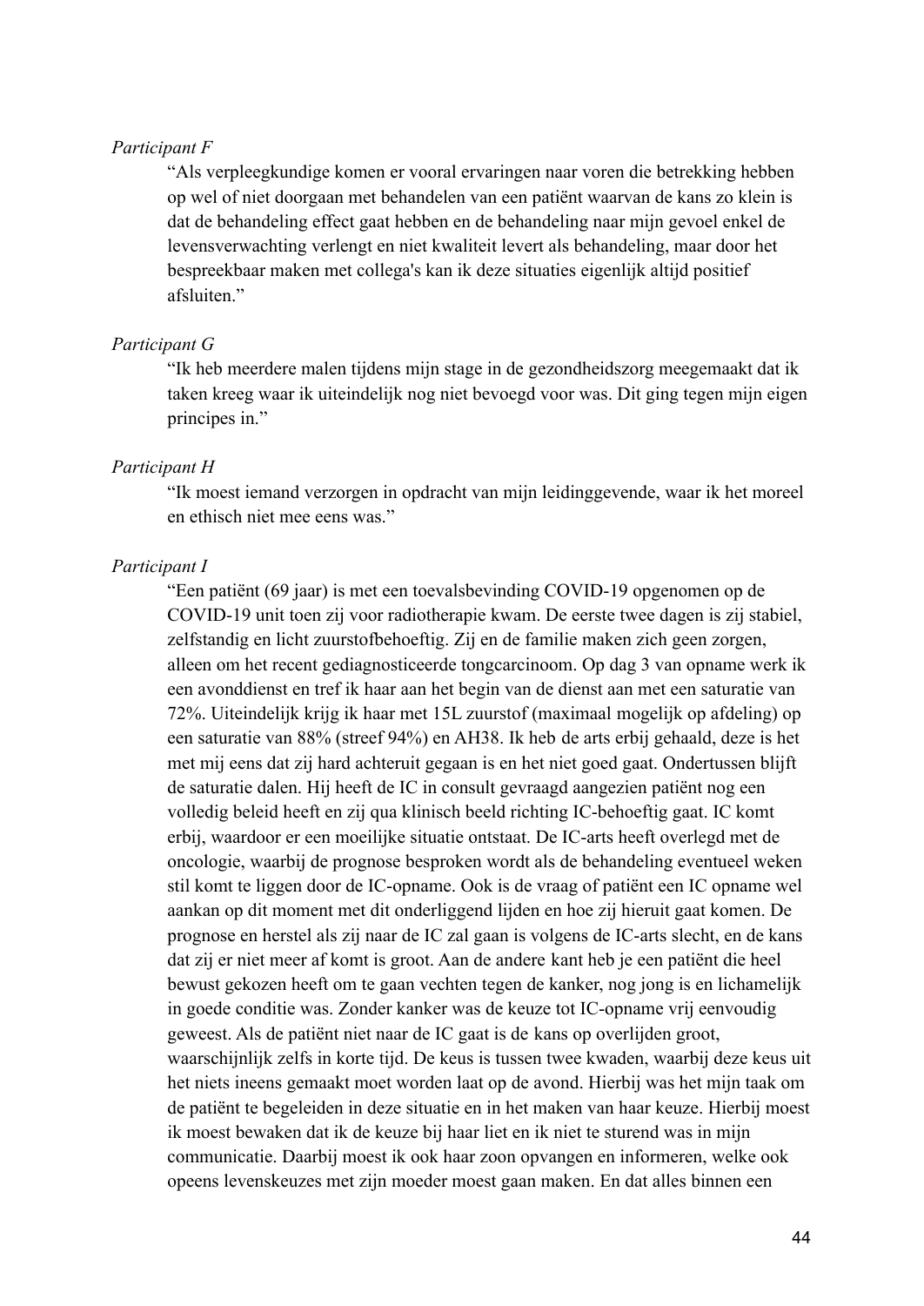*Participant F*

> "Als verpleegkundige komen er vooral ervaringen naar voren die betrekking hebben op wel of niet doorgaan met behandelen van een patiënt waarvan de kans zo klein is dat de behandeling effect gaat hebben en de behandeling naar mijn gevoel enkel de levensverwachting verlengt en niet kwaliteit levert als behandeling, maar door het bespreekbaar maken met collega's kan ik deze situaties eigenlijk altijd positief afsluiten."

*Participant G*

> "Ik heb meerdere malen tijdens mijn stage in de gezondheidszorg meegemaakt dat ik taken kreeg waar ik uiteindelijk nog niet bevoegd voor was. Dit ging tegen mijn eigen principes in."

*Participant H*

> "Ik moest iemand verzorgen in opdracht van mijn leidinggevende, waar ik het moreel en ethisch niet mee eens was."

*Participant I*

> "Een patiënt (69 jaar) is met een toevalsbevinding COVID-19 opgenomen op de COVID-19 unit toen zij voor radiotherapie kwam. De eerste twee dagen is zij stabiel, zelfstandig en licht zuurstofbehoeftig. Zij en de familie maken zich geen zorgen, alleen om het recent gediagnosticeerde tongcarcinoom. Op dag 3 van opname werk ik een avonddienst en tref ik haar aan het begin van de dienst aan met een saturatie van 72%. Uiteindelijk krijg ik haar met 15L zuurstof (maximaal mogelijk op afdeling) op een saturatie van 88% (streef 94%) en AH38. Ik heb de arts erbij gehaald, deze is het met mij eens dat zij hard achteruit gegaan is en het niet goed gaat. Ondertussen blijft de saturatie dalen. Hij heeft de IC in consult gevraagd aangezien patiënt nog een volledig beleid heeft en zij qua klinisch beeld richting IC-behoeftig gaat. IC komt erbij, waardoor er een moeilijke situatie ontstaat. De IC-arts heeft overlegd met de oncologie, waarbij de prognose besproken wordt als de behandeling eventueel weken stil komt te liggen door de IC-opname. Ook is de vraag of patiënt een IC opname wel aankan op dit moment met dit onderliggend lijden en hoe zij hieruit gaat komen. De prognose en herstel als zij naar de IC zal gaan is volgens de IC-arts slecht, en de kans dat zij er niet meer af komt is groot. Aan de andere kant heb je een patiënt die heel bewust gekozen heeft om te gaan vechten tegen de kanker, nog jong is en lichamelijk in goede conditie was. Zonder kanker was de keuze tot IC-opname vrij eenvoudig geweest. Als de patiënt niet naar de IC gaat is de kans op overlijden groot, waarschijnlijk zelfs in korte tijd. De keus is tussen twee kwaden, waarbij deze keus uit het niets ineens gemaakt moet worden laat op de avond. Hierbij was het mijn taak om de patiënt te begeleiden in deze situatie en in het maken van haar keuze. Hierbij moest ik moest bewaken dat ik de keuze bij haar liet en ik niet te sturend was in mijn communicatie. Daarbij moest ik ook haar zoon opvangen en informeren, welke ook opeens levenskeuzes met zijn moeder moest gaan maken. En dat alles binnen een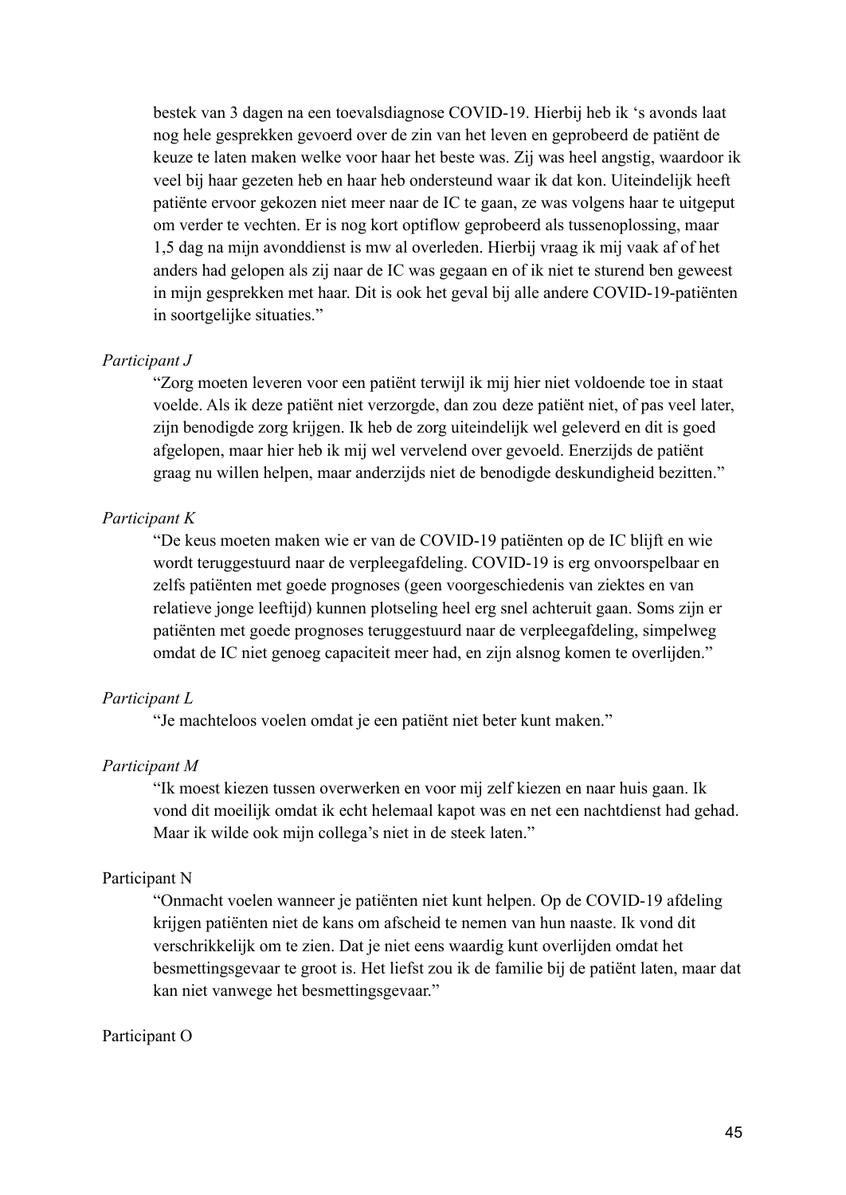bestek van 3 dagen na een toevalsdiagnose COVID-19. Hierbij heb ik 's avonds laat nog hele gesprekken gevoerd over de zin van het leven en geprobeerd de patiënt de keuze te laten maken welke voor haar het beste was. Zij was heel angstig, waardoor ik veel bij haar gezeten heb en haar heb ondersteund waar ik dat kon. Uiteindelijk heeft patiënte ervoor gekozen niet meer naar de IC te gaan, ze was volgens haar te uitgeput om verder te vechten. Er is nog kort optiflow geprobeerd als tussenoplossing, maar 1,5 dag na mijn avonddienst is mw al overleden. Hierbij vraag ik mij vaak af of het anders had gelopen als zij naar de IC was gegaan en of ik niet te sturend ben geweest in mijn gesprekken met haar. Dit is ook het geval bij alle andere COVID-19-patiënten in soortgelijke situaties."

*Participant J*

"Zorg moeten leveren voor een patiënt terwijl ik mij hier niet voldoende toe in staat voelde. Als ik deze patiënt niet verzorgde, dan zou deze patiënt niet, of pas veel later, zijn benodigde zorg krijgen. Ik heb de zorg uiteindelijk wel geleverd en dit is goed afgelopen, maar hier heb ik mij wel vervelend over gevoeld. Enerzijds de patiënt graag nu willen helpen, maar anderzijds niet de benodigde deskundigheid bezitten."

*Participant K*

"De keus moeten maken wie er van de COVID-19 patiënten op de IC blijft en wie wordt teruggestuurd naar de verpleegafdeling. COVID-19 is erg onvoorspelbaar en zelfs patiënten met goede prognoses (geen voorgeschiedenis van ziektes en van relatieve jonge leeftijd) kunnen plotseling heel erg snel achteruit gaan. Soms zijn er patiënten met goede prognoses teruggestuurd naar de verpleegafdeling, simpelweg omdat de IC niet genoeg capaciteit meer had, en zijn alsnog komen te overlijden."

*Participant L*

"Je machteloos voelen omdat je een patiënt niet beter kunt maken."

*Participant M*

"Ik moest kiezen tussen overwerken en voor mij zelf kiezen en naar huis gaan. Ik vond dit moeilijk omdat ik echt helemaal kapot was en net een nachtdienst had gehad. Maar ik wilde ook mijn collega's niet in de steek laten."

Participant N

"Onmacht voelen wanneer je patiënten niet kunt helpen. Op de COVID-19 afdeling krijgen patiënten niet de kans om afscheid te nemen van hun naaste. Ik vond dit verschrikkelijk om te zien. Dat je niet eens waardig kunt overlijden omdat het besmettingsgevaar te groot is. Het liefst zou ik de familie bij de patiënt laten, maar dat kan niet vanwege het besmettingsgevaar."

Participant O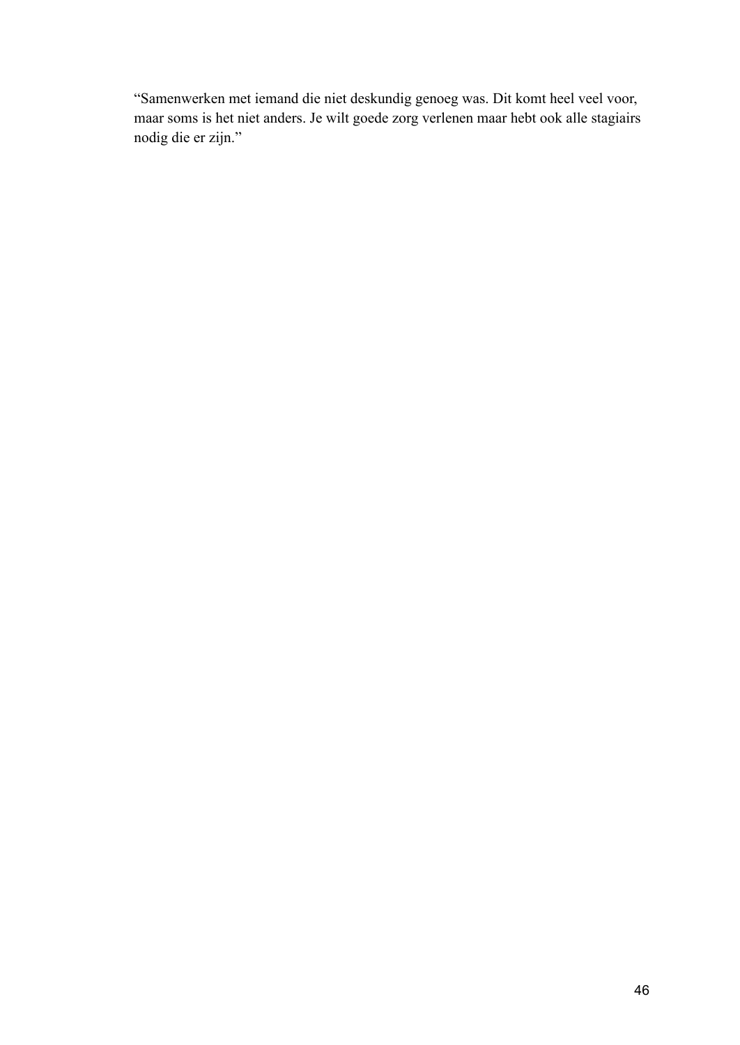"Samenwerken met iemand die niet deskundig genoeg was. Dit komt heel veel voor, maar soms is het niet anders. Je wilt goede zorg verlenen maar hebt ook alle stagiairs nodig die er zijn."